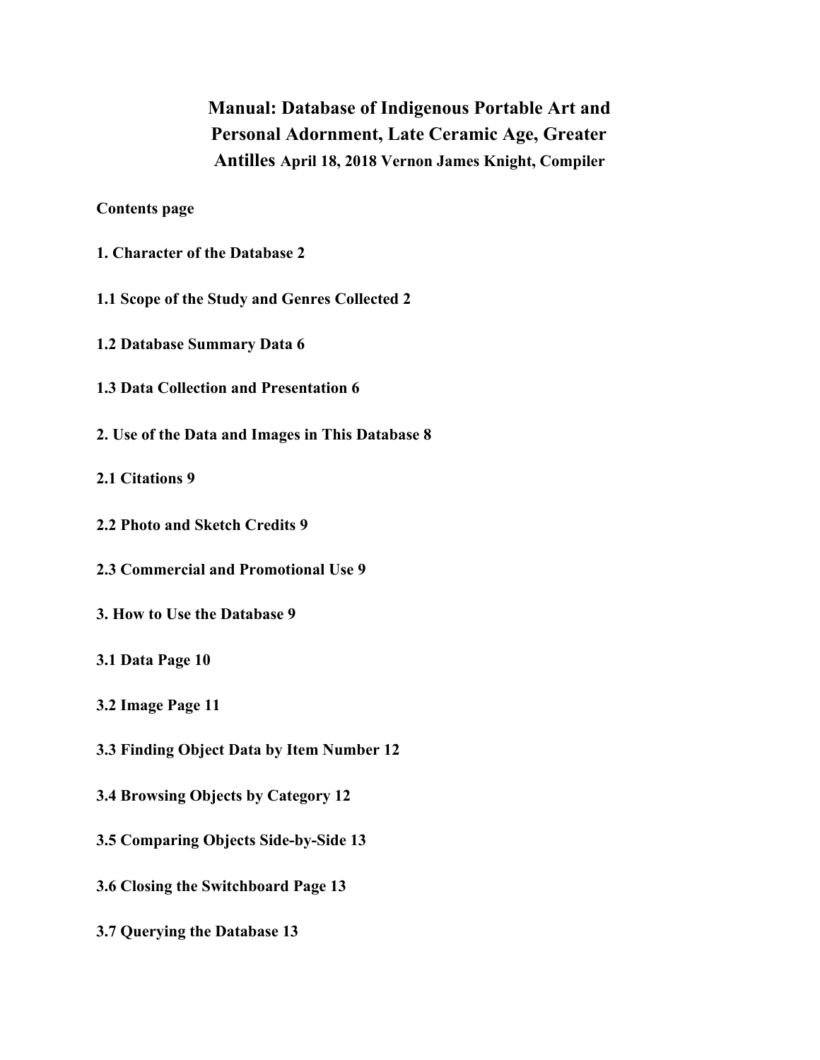# Manual: Database of Indigenous Portable Art and Personal Adornment, Late Ceramic Age, Greater Antilles

**April 18, 2018 Vernon James Knight, Compiler**

**Contents page**

**1. Character of the Database 2**

**1.1 Scope of the Study and Genres Collected 2**

**1.2 Database Summary Data 6**

**1.3 Data Collection and Presentation 6**

**2. Use of the Data and Images in This Database 8**

**2.1 Citations 9**

**2.2 Photo and Sketch Credits 9**

**2.3 Commercial and Promotional Use 9**

**3. How to Use the Database 9**

**3.1 Data Page 10**

**3.2 Image Page 11**

**3.3 Finding Object Data by Item Number 12**

**3.4 Browsing Objects by Category 12**

**3.5 Comparing Objects Side-by-Side 13**

**3.6 Closing the Switchboard Page 13**

**3.7 Querying the Database 13**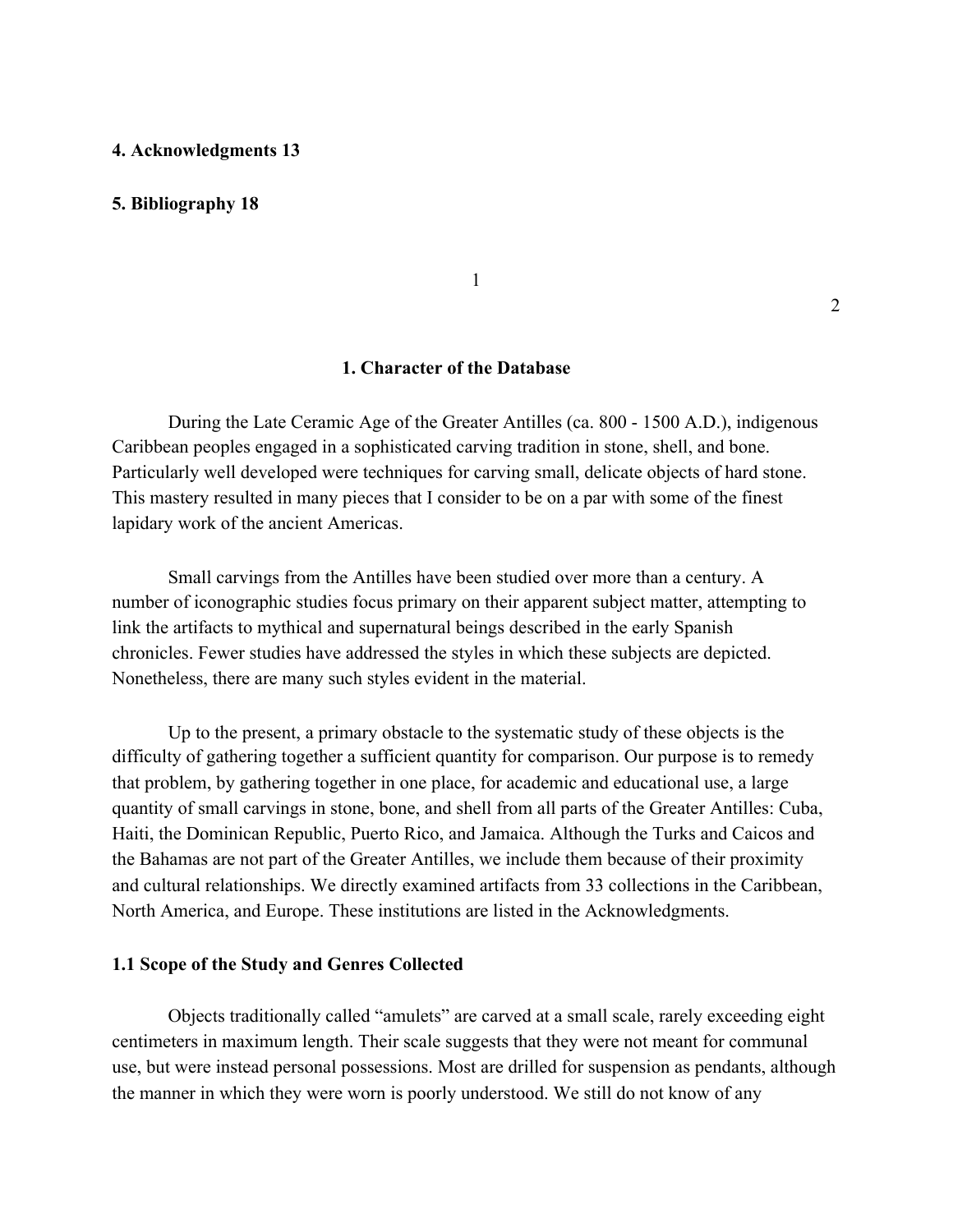**4. Acknowledgments 13**

**5. Bibliography 18**

## 1. Character of the Database

During the Late Ceramic Age of the Greater Antilles (ca. 800 - 1500 A.D.), indigenous Caribbean peoples engaged in a sophisticated carving tradition in stone, shell, and bone. Particularly well developed were techniques for carving small, delicate objects of hard stone. This mastery resulted in many pieces that I consider to be on a par with some of the finest lapidary work of the ancient Americas.

Small carvings from the Antilles have been studied over more than a century. A number of iconographic studies focus primary on their apparent subject matter, attempting to link the artifacts to mythical and supernatural beings described in the early Spanish chronicles. Fewer studies have addressed the styles in which these subjects are depicted. Nonetheless, there are many such styles evident in the material.

Up to the present, a primary obstacle to the systematic study of these objects is the difficulty of gathering together a sufficient quantity for comparison. Our purpose is to remedy that problem, by gathering together in one place, for academic and educational use, a large quantity of small carvings in stone, bone, and shell from all parts of the Greater Antilles: Cuba, Haiti, the Dominican Republic, Puerto Rico, and Jamaica. Although the Turks and Caicos and the Bahamas are not part of the Greater Antilles, we include them because of their proximity and cultural relationships. We directly examined artifacts from 33 collections in the Caribbean, North America, and Europe. These institutions are listed in the Acknowledgments.

### 1.1 Scope of the Study and Genres Collected

Objects traditionally called "amulets" are carved at a small scale, rarely exceeding eight centimeters in maximum length. Their scale suggests that they were not meant for communal use, but were instead personal possessions. Most are drilled for suspension as pendants, although the manner in which they were worn is poorly understood. We still do not know of any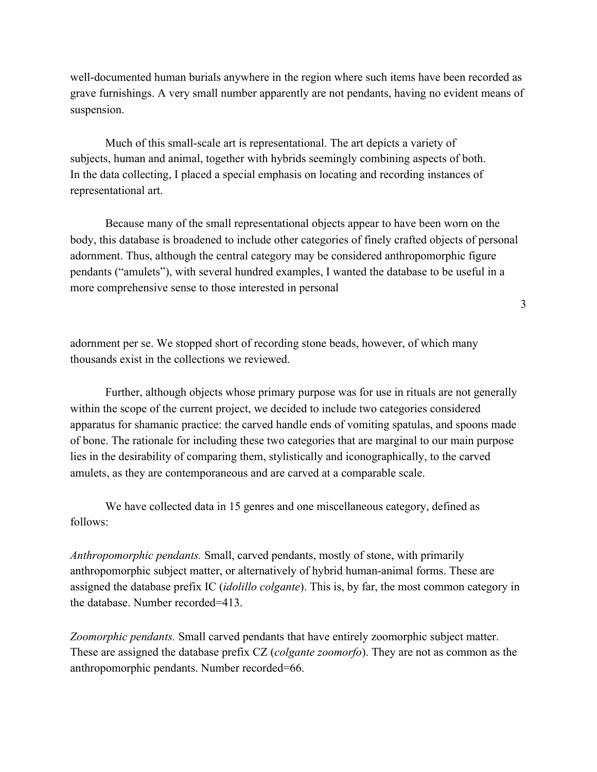well-documented human burials anywhere in the region where such items have been recorded as grave furnishings. A very small number apparently are not pendants, having no evident means of suspension.

Much of this small-scale art is representational. The art depicts a variety of subjects, human and animal, together with hybrids seemingly combining aspects of both. In the data collecting, I placed a special emphasis on locating and recording instances of representational art.

Because many of the small representational objects appear to have been worn on the body, this database is broadened to include other categories of finely crafted objects of personal adornment. Thus, although the central category may be considered anthropomorphic figure pendants ("amulets"), with several hundred examples, I wanted the database to be useful in a more comprehensive sense to those interested in personal adornment per se. We stopped short of recording stone beads, however, of which many thousands exist in the collections we reviewed.

Further, although objects whose primary purpose was for use in rituals are not generally within the scope of the current project, we decided to include two categories considered apparatus for shamanic practice: the carved handle ends of vomiting spatulas, and spoons made of bone. The rationale for including these two categories that are marginal to our main purpose lies in the desirability of comparing them, stylistically and iconographically, to the carved amulets, as they are contemporaneous and are carved at a comparable scale.

We have collected data in 15 genres and one miscellaneous category, defined as follows:

*Anthropomorphic pendants.* Small, carved pendants, mostly of stone, with primarily anthropomorphic subject matter, or alternatively of hybrid human-animal forms. These are assigned the database prefix IC (*idolillo colgante*). This is, by far, the most common category in the database. Number recorded=413.

*Zoomorphic pendants.* Small carved pendants that have entirely zoomorphic subject matter. These are assigned the database prefix CZ (*colgante zoomorfo*). They are not as common as the anthropomorphic pendants. Number recorded=66.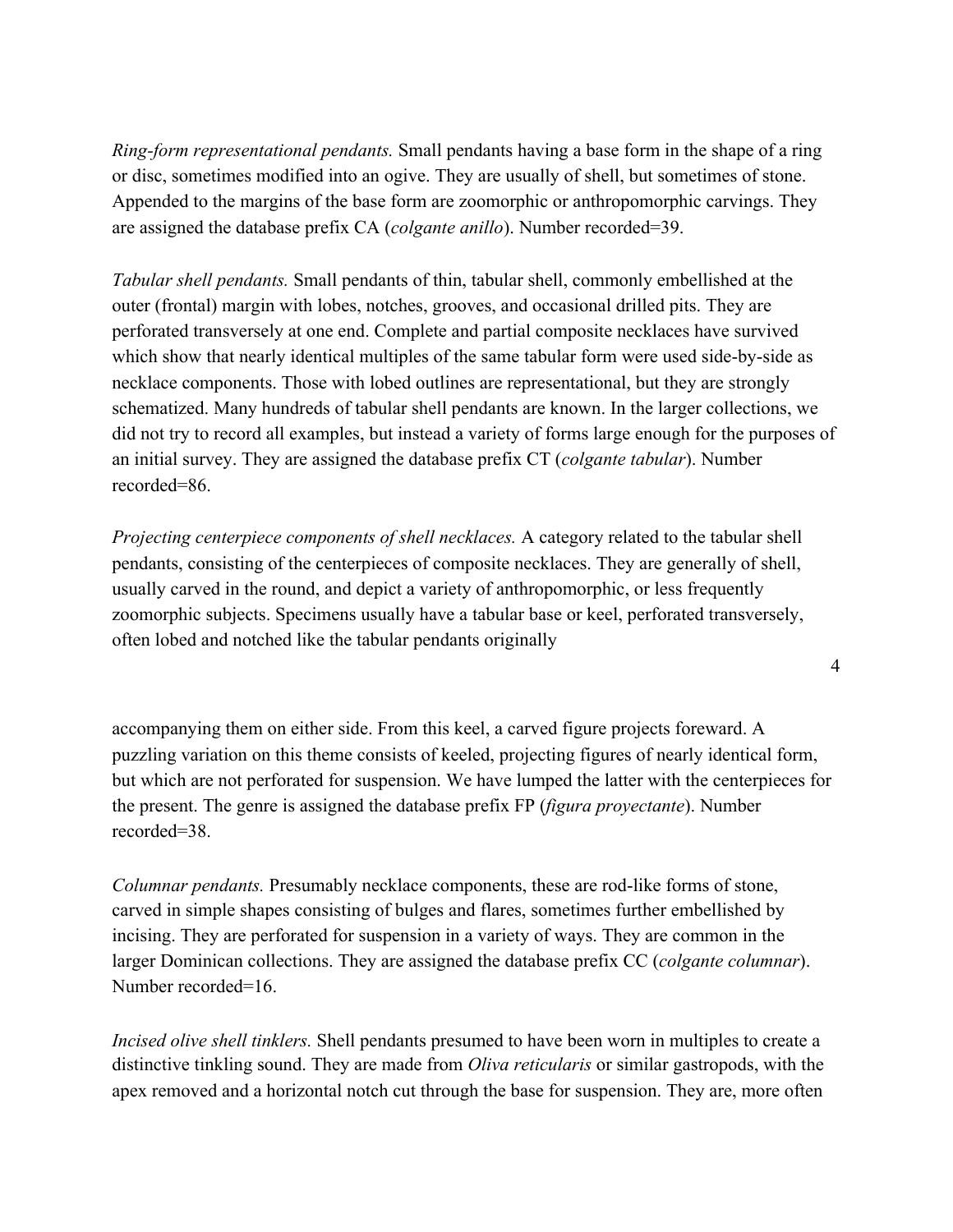*Ring-form representational pendants.* Small pendants having a base form in the shape of a ring or disc, sometimes modified into an ogive. They are usually of shell, but sometimes of stone. Appended to the margins of the base form are zoomorphic or anthropomorphic carvings. They are assigned the database prefix CA (*colgante anillo*). Number recorded=39.

*Tabular shell pendants.* Small pendants of thin, tabular shell, commonly embellished at the outer (frontal) margin with lobes, notches, grooves, and occasional drilled pits. They are perforated transversely at one end. Complete and partial composite necklaces have survived which show that nearly identical multiples of the same tabular form were used side-by-side as necklace components. Those with lobed outlines are representational, but they are strongly schematized. Many hundreds of tabular shell pendants are known. In the larger collections, we did not try to record all examples, but instead a variety of forms large enough for the purposes of an initial survey. They are assigned the database prefix CT (*colgante tabular*). Number recorded=86.

*Projecting centerpiece components of shell necklaces.* A category related to the tabular shell pendants, consisting of the centerpieces of composite necklaces. They are generally of shell, usually carved in the round, and depict a variety of anthropomorphic, or less frequently zoomorphic subjects. Specimens usually have a tabular base or keel, perforated transversely, often lobed and notched like the tabular pendants originally accompanying them on either side. From this keel, a carved figure projects foreward. A puzzling variation on this theme consists of keeled, projecting figures of nearly identical form, but which are not perforated for suspension. We have lumped the latter with the centerpieces for the present. The genre is assigned the database prefix FP (*figura proyectante*). Number recorded=38.

*Columnar pendants.* Presumably necklace components, these are rod-like forms of stone, carved in simple shapes consisting of bulges and flares, sometimes further embellished by incising. They are perforated for suspension in a variety of ways. They are common in the larger Dominican collections. They are assigned the database prefix CC (*colgante columnar*). Number recorded=16.

*Incised olive shell tinklers.* Shell pendants presumed to have been worn in multiples to create a distinctive tinkling sound. They are made from *Oliva reticularis* or similar gastropods, with the apex removed and a horizontal notch cut through the base for suspension. They are, more often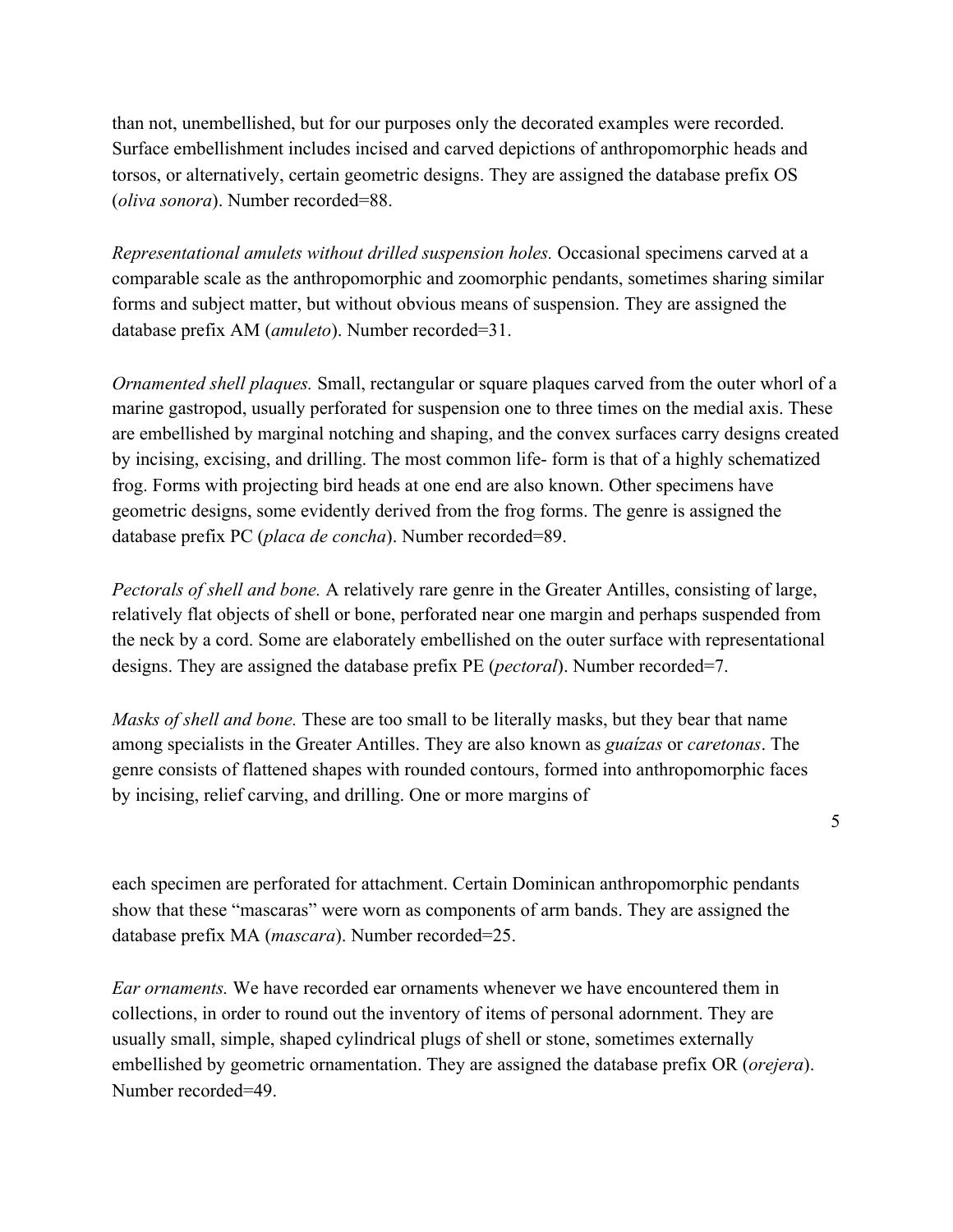than not, unembellished, but for our purposes only the decorated examples were recorded. Surface embellishment includes incised and carved depictions of anthropomorphic heads and torsos, or alternatively, certain geometric designs. They are assigned the database prefix OS (*oliva sonora*). Number recorded=88.

*Representational amulets without drilled suspension holes.* Occasional specimens carved at a comparable scale as the anthropomorphic and zoomorphic pendants, sometimes sharing similar forms and subject matter, but without obvious means of suspension. They are assigned the database prefix AM (*amuleto*). Number recorded=31.

*Ornamented shell plaques.* Small, rectangular or square plaques carved from the outer whorl of a marine gastropod, usually perforated for suspension one to three times on the medial axis. These are embellished by marginal notching and shaping, and the convex surfaces carry designs created by incising, excising, and drilling. The most common life- form is that of a highly schematized frog. Forms with projecting bird heads at one end are also known. Other specimens have geometric designs, some evidently derived from the frog forms. The genre is assigned the database prefix PC (*placa de concha*). Number recorded=89.

*Pectorals of shell and bone.* A relatively rare genre in the Greater Antilles, consisting of large, relatively flat objects of shell or bone, perforated near one margin and perhaps suspended from the neck by a cord. Some are elaborately embellished on the outer surface with representational designs. They are assigned the database prefix PE (*pectoral*). Number recorded=7.

*Masks of shell and bone.* These are too small to be literally masks, but they bear that name among specialists in the Greater Antilles. They are also known as *guaízas* or *caretonas*. The genre consists of flattened shapes with rounded contours, formed into anthropomorphic faces by incising, relief carving, and drilling. One or more margins of each specimen are perforated for attachment. Certain Dominican anthropomorphic pendants show that these "mascaras" were worn as components of arm bands. They are assigned the database prefix MA (*mascara*). Number recorded=25.

*Ear ornaments.* We have recorded ear ornaments whenever we have encountered them in collections, in order to round out the inventory of items of personal adornment. They are usually small, simple, shaped cylindrical plugs of shell or stone, sometimes externally embellished by geometric ornamentation. They are assigned the database prefix OR (*orejera*). Number recorded=49.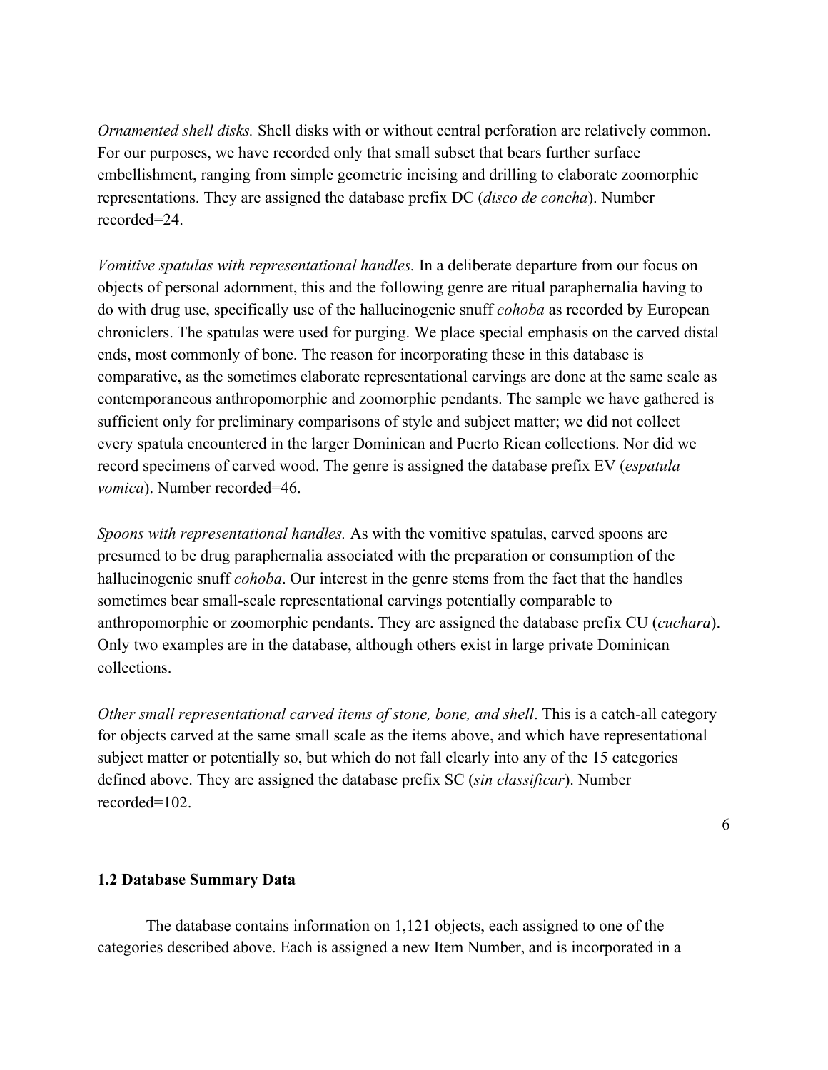*Ornamented shell disks.* Shell disks with or without central perforation are relatively common. For our purposes, we have recorded only that small subset that bears further surface embellishment, ranging from simple geometric incising and drilling to elaborate zoomorphic representations. They are assigned the database prefix DC (*disco de concha*). Number recorded=24.

*Vomitive spatulas with representational handles.* In a deliberate departure from our focus on objects of personal adornment, this and the following genre are ritual paraphernalia having to do with drug use, specifically use of the hallucinogenic snuff *cohoba* as recorded by European chroniclers. The spatulas were used for purging. We place special emphasis on the carved distal ends, most commonly of bone. The reason for incorporating these in this database is comparative, as the sometimes elaborate representational carvings are done at the same scale as contemporaneous anthropomorphic and zoomorphic pendants. The sample we have gathered is sufficient only for preliminary comparisons of style and subject matter; we did not collect every spatula encountered in the larger Dominican and Puerto Rican collections. Nor did we record specimens of carved wood. The genre is assigned the database prefix EV (*espatula vomica*). Number recorded=46.

*Spoons with representational handles.* As with the vomitive spatulas, carved spoons are presumed to be drug paraphernalia associated with the preparation or consumption of the hallucinogenic snuff *cohoba*. Our interest in the genre stems from the fact that the handles sometimes bear small-scale representational carvings potentially comparable to anthropomorphic or zoomorphic pendants. They are assigned the database prefix CU (*cuchara*). Only two examples are in the database, although others exist in large private Dominican collections.

*Other small representational carved items of stone, bone, and shell*. This is a catch-all category for objects carved at the same small scale as the items above, and which have representational subject matter or potentially so, but which do not fall clearly into any of the 15 categories defined above. They are assigned the database prefix SC (*sin classificar*). Number recorded=102.

### 1.2 Database Summary Data

The database contains information on 1,121 objects, each assigned to one of the categories described above. Each is assigned a new Item Number, and is incorporated in a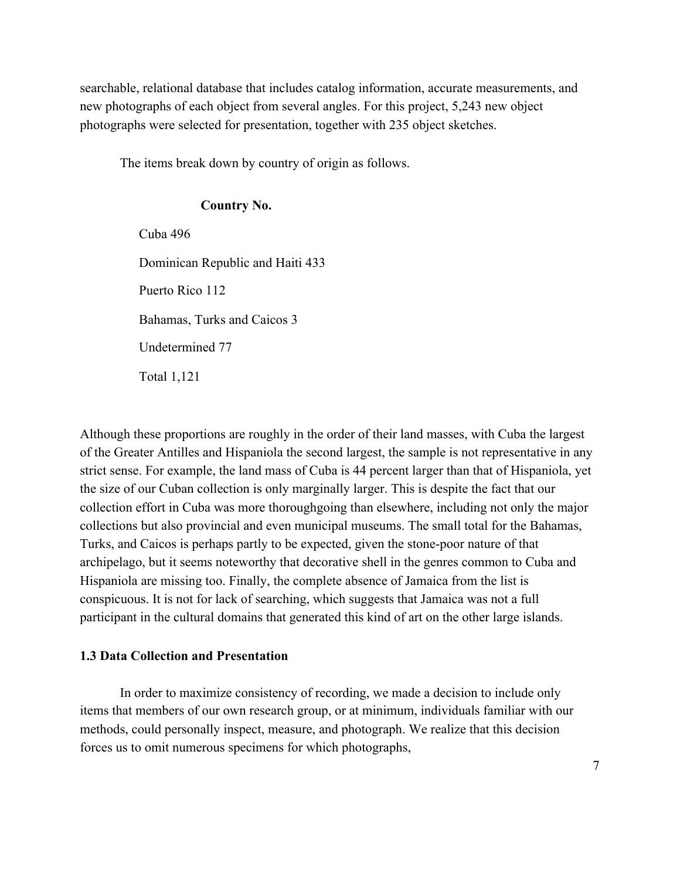searchable, relational database that includes catalog information, accurate measurements, and new photographs of each object from several angles. For this project, 5,243 new object photographs were selected for presentation, together with 235 object sketches.

The items break down by country of origin as follows.

| Country | No. |
| --- | --- |
| Cuba | 496 |
| Dominican Republic and Haiti | 433 |
| Puerto Rico | 112 |
| Bahamas, Turks and Caicos | 3 |
| Undetermined | 77 |
| Total | 1,121 |

Although these proportions are roughly in the order of their land masses, with Cuba the largest of the Greater Antilles and Hispaniola the second largest, the sample is not representative in any strict sense. For example, the land mass of Cuba is 44 percent larger than that of Hispaniola, yet the size of our Cuban collection is only marginally larger. This is despite the fact that our collection effort in Cuba was more thoroughgoing than elsewhere, including not only the major collections but also provincial and even municipal museums. The small total for the Bahamas, Turks, and Caicos is perhaps partly to be expected, given the stone-poor nature of that archipelago, but it seems noteworthy that decorative shell in the genres common to Cuba and Hispaniola are missing too. Finally, the complete absence of Jamaica from the list is conspicuous. It is not for lack of searching, which suggests that Jamaica was not a full participant in the cultural domains that generated this kind of art on the other large islands.

### 1.3 Data Collection and Presentation

In order to maximize consistency of recording, we made a decision to include only items that members of our own research group, or at minimum, individuals familiar with our methods, could personally inspect, measure, and photograph. We realize that this decision forces us to omit numerous specimens for which photographs,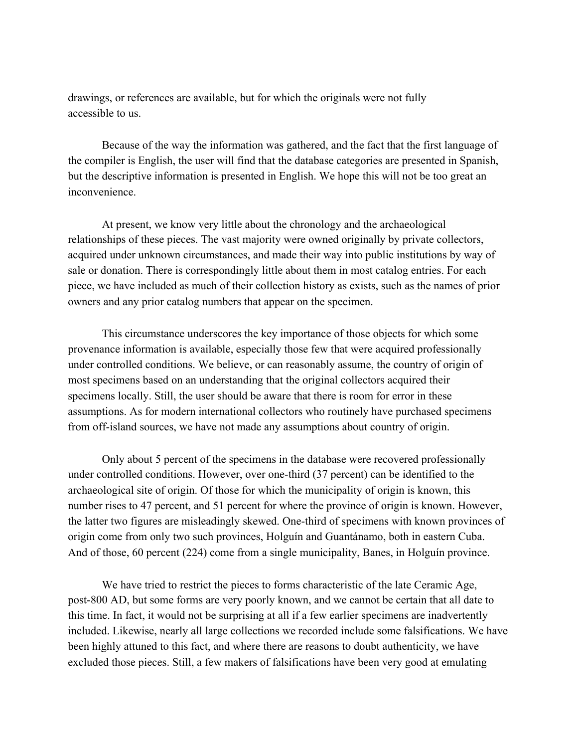drawings, or references are available, but for which the originals were not fully accessible to us.

Because of the way the information was gathered, and the fact that the first language of the compiler is English, the user will find that the database categories are presented in Spanish, but the descriptive information is presented in English. We hope this will not be too great an inconvenience.

At present, we know very little about the chronology and the archaeological relationships of these pieces. The vast majority were owned originally by private collectors, acquired under unknown circumstances, and made their way into public institutions by way of sale or donation. There is correspondingly little about them in most catalog entries. For each piece, we have included as much of their collection history as exists, such as the names of prior owners and any prior catalog numbers that appear on the specimen.

This circumstance underscores the key importance of those objects for which some provenance information is available, especially those few that were acquired professionally under controlled conditions. We believe, or can reasonably assume, the country of origin of most specimens based on an understanding that the original collectors acquired their specimens locally. Still, the user should be aware that there is room for error in these assumptions. As for modern international collectors who routinely have purchased specimens from off-island sources, we have not made any assumptions about country of origin.

Only about 5 percent of the specimens in the database were recovered professionally under controlled conditions. However, over one-third (37 percent) can be identified to the archaeological site of origin. Of those for which the municipality of origin is known, this number rises to 47 percent, and 51 percent for where the province of origin is known. However, the latter two figures are misleadingly skewed. One-third of specimens with known provinces of origin come from only two such provinces, Holguín and Guantánamo, both in eastern Cuba. And of those, 60 percent (224) come from a single municipality, Banes, in Holguín province.

We have tried to restrict the pieces to forms characteristic of the late Ceramic Age, post-800 AD, but some forms are very poorly known, and we cannot be certain that all date to this time. In fact, it would not be surprising at all if a few earlier specimens are inadvertently included. Likewise, nearly all large collections we recorded include some falsifications. We have been highly attuned to this fact, and where there are reasons to doubt authenticity, we have excluded those pieces. Still, a few makers of falsifications have been very good at emulating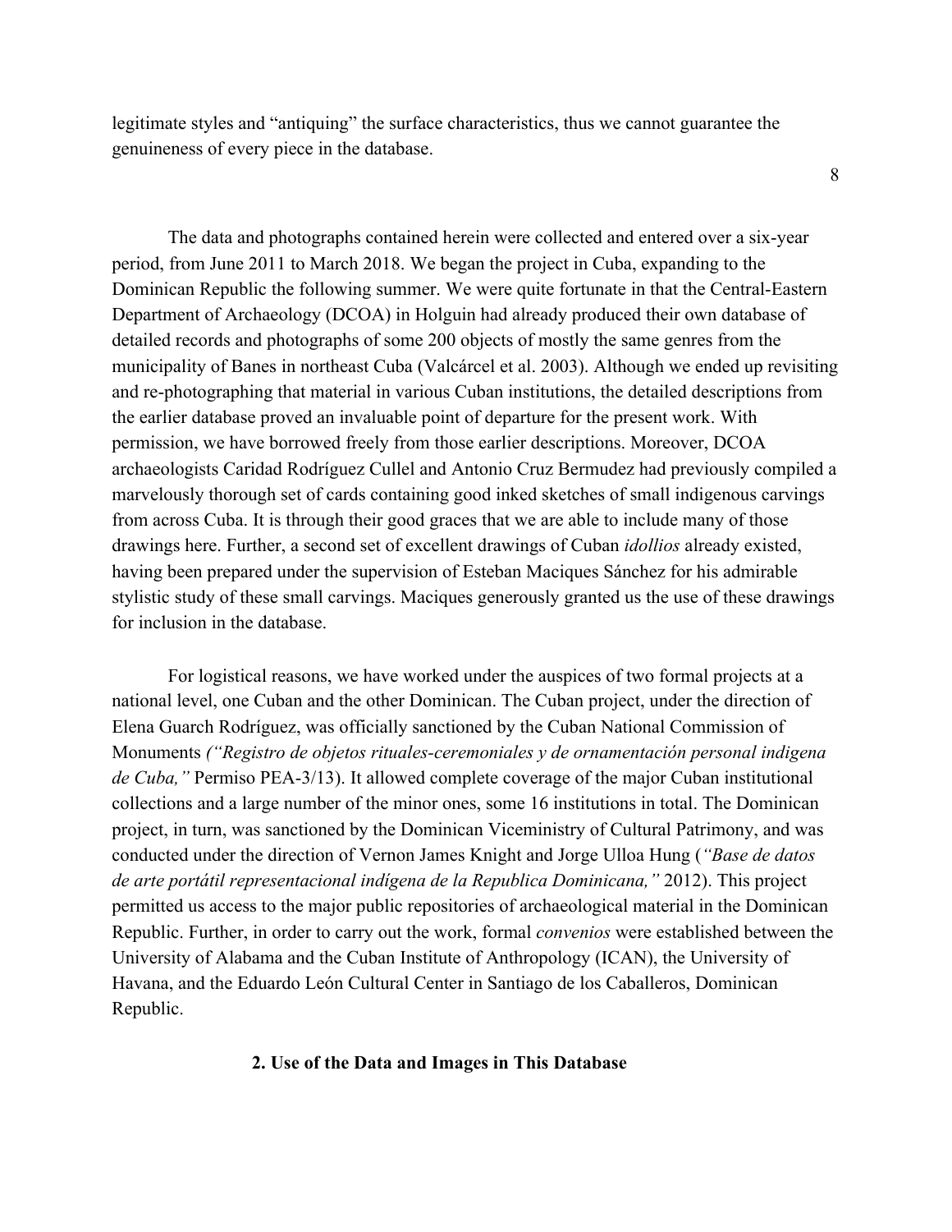legitimate styles and "antiquing" the surface characteristics, thus we cannot guarantee the genuineness of every piece in the database.

The data and photographs contained herein were collected and entered over a six-year period, from June 2011 to March 2018. We began the project in Cuba, expanding to the Dominican Republic the following summer. We were quite fortunate in that the Central-Eastern Department of Archaeology (DCOA) in Holguin had already produced their own database of detailed records and photographs of some 200 objects of mostly the same genres from the municipality of Banes in northeast Cuba (Valcárcel et al. 2003). Although we ended up revisiting and re-photographing that material in various Cuban institutions, the detailed descriptions from the earlier database proved an invaluable point of departure for the present work. With permission, we have borrowed freely from those earlier descriptions. Moreover, DCOA archaeologists Caridad Rodríguez Cullel and Antonio Cruz Bermudez had previously compiled a marvelously thorough set of cards containing good inked sketches of small indigenous carvings from across Cuba. It is through their good graces that we are able to include many of those drawings here. Further, a second set of excellent drawings of Cuban *idollios* already existed, having been prepared under the supervision of Esteban Maciques Sánchez for his admirable stylistic study of these small carvings. Maciques generously granted us the use of these drawings for inclusion in the database.

For logistical reasons, we have worked under the auspices of two formal projects at a national level, one Cuban and the other Dominican. The Cuban project, under the direction of Elena Guarch Rodríguez, was officially sanctioned by the Cuban National Commission of Monuments *("Registro de objetos rituales-ceremoniales y de ornamentación personal indigena de Cuba,"* Permiso PEA-3/13). It allowed complete coverage of the major Cuban institutional collections and a large number of the minor ones, some 16 institutions in total. The Dominican project, in turn, was sanctioned by the Dominican Viceministry of Cultural Patrimony, and was conducted under the direction of Vernon James Knight and Jorge Ulloa Hung (*"Base de datos de arte portátil representacional indígena de la Republica Dominicana,"* 2012). This project permitted us access to the major public repositories of archaeological material in the Dominican Republic. Further, in order to carry out the work, formal *convenios* were established between the University of Alabama and the Cuban Institute of Anthropology (ICAN), the University of Havana, and the Eduardo León Cultural Center in Santiago de los Caballeros, Dominican Republic.

## 2. Use of the Data and Images in This Database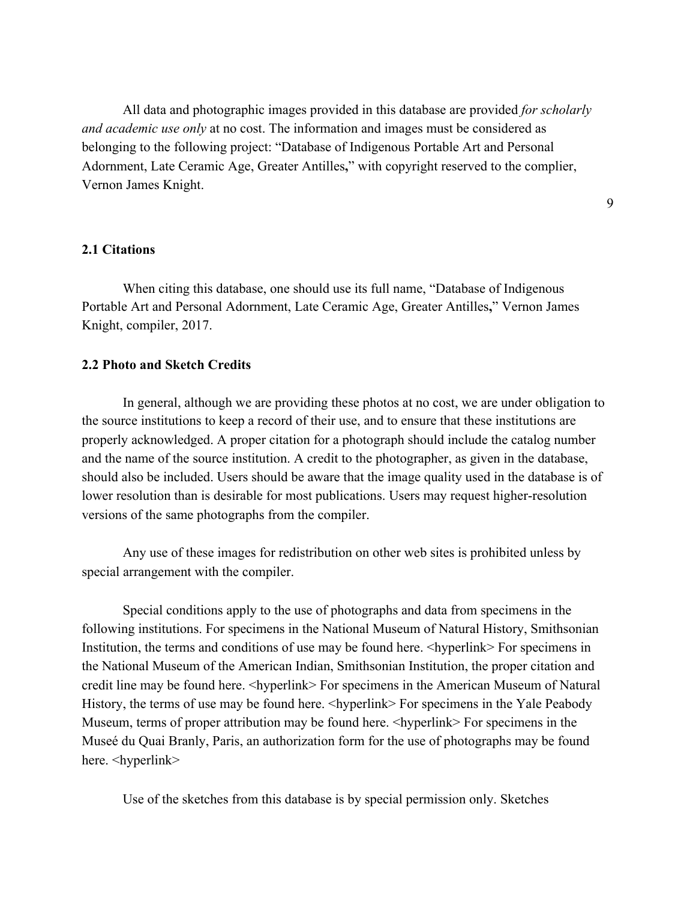All data and photographic images provided in this database are provided *for scholarly and academic use only* at no cost. The information and images must be considered as belonging to the following project: "Database of Indigenous Portable Art and Personal Adornment, Late Ceramic Age, Greater Antilles**,**" with copyright reserved to the complier, Vernon James Knight.

### 2.1 Citations

When citing this database, one should use its full name, "Database of Indigenous Portable Art and Personal Adornment, Late Ceramic Age, Greater Antilles**,**" Vernon James Knight, compiler, 2017.

### 2.2 Photo and Sketch Credits

In general, although we are providing these photos at no cost, we are under obligation to the source institutions to keep a record of their use, and to ensure that these institutions are properly acknowledged. A proper citation for a photograph should include the catalog number and the name of the source institution. A credit to the photographer, as given in the database, should also be included. Users should be aware that the image quality used in the database is of lower resolution than is desirable for most publications. Users may request higher-resolution versions of the same photographs from the compiler.

Any use of these images for redistribution on other web sites is prohibited unless by special arrangement with the compiler.

Special conditions apply to the use of photographs and data from specimens in the following institutions. For specimens in the National Museum of Natural History, Smithsonian Institution, the terms and conditions of use may be found here. <hyperlink> For specimens in the National Museum of the American Indian, Smithsonian Institution, the proper citation and credit line may be found here. <hyperlink> For specimens in the American Museum of Natural History, the terms of use may be found here. <hyperlink> For specimens in the Yale Peabody Museum, terms of proper attribution may be found here. <hyperlink> For specimens in the Museé du Quai Branly, Paris, an authorization form for the use of photographs may be found here. <hyperlink>

Use of the sketches from this database is by special permission only. Sketches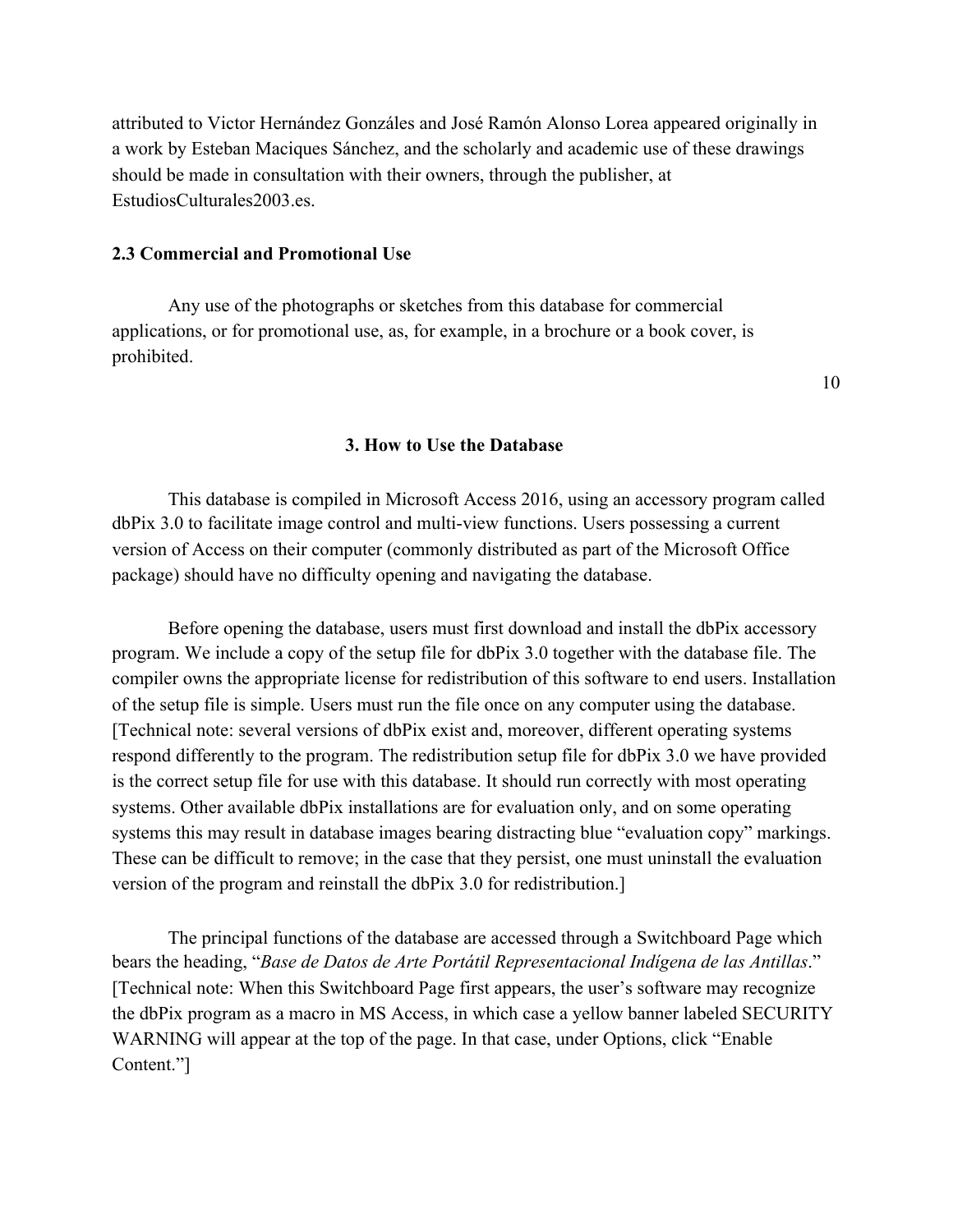attributed to Victor Hernández Gonzáles and José Ramón Alonso Lorea appeared originally in a work by Esteban Maciques Sánchez, and the scholarly and academic use of these drawings should be made in consultation with their owners, through the publisher, at EstudiosCulturales2003.es.

### 2.3 Commercial and Promotional Use

Any use of the photographs or sketches from this database for commercial applications, or for promotional use, as, for example, in a brochure or a book cover, is prohibited.

## 3. How to Use the Database

This database is compiled in Microsoft Access 2016, using an accessory program called dbPix 3.0 to facilitate image control and multi-view functions. Users possessing a current version of Access on their computer (commonly distributed as part of the Microsoft Office package) should have no difficulty opening and navigating the database.

Before opening the database, users must first download and install the dbPix accessory program. We include a copy of the setup file for dbPix 3.0 together with the database file. The compiler owns the appropriate license for redistribution of this software to end users. Installation of the setup file is simple. Users must run the file once on any computer using the database. [Technical note: several versions of dbPix exist and, moreover, different operating systems respond differently to the program. The redistribution setup file for dbPix 3.0 we have provided is the correct setup file for use with this database. It should run correctly with most operating systems. Other available dbPix installations are for evaluation only, and on some operating systems this may result in database images bearing distracting blue "evaluation copy" markings. These can be difficult to remove; in the case that they persist, one must uninstall the evaluation version of the program and reinstall the dbPix 3.0 for redistribution.]

The principal functions of the database are accessed through a Switchboard Page which bears the heading, "*Base de Datos de Arte Portátil Representacional Indígena de las Antillas*." [Technical note: When this Switchboard Page first appears, the user's software may recognize the dbPix program as a macro in MS Access, in which case a yellow banner labeled SECURITY WARNING will appear at the top of the page. In that case, under Options, click "Enable Content."]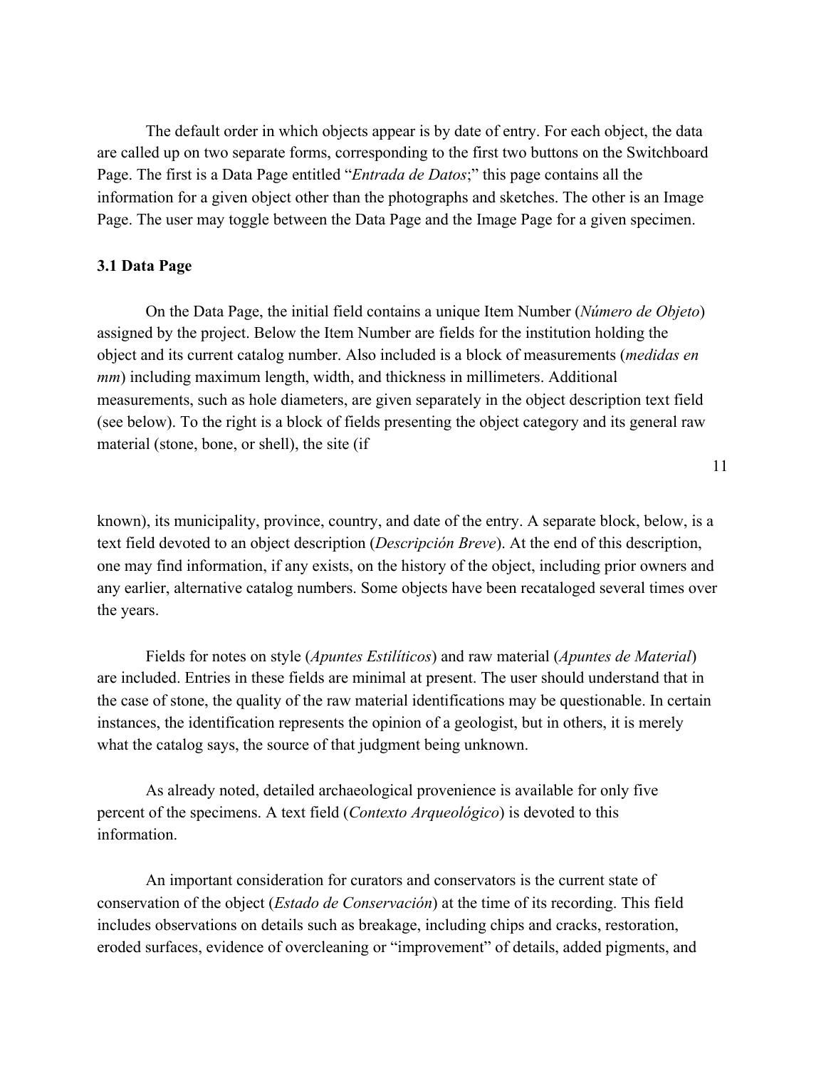The default order in which objects appear is by date of entry. For each object, the data are called up on two separate forms, corresponding to the first two buttons on the Switchboard Page. The first is a Data Page entitled "*Entrada de Datos*;" this page contains all the information for a given object other than the photographs and sketches. The other is an Image Page. The user may toggle between the Data Page and the Image Page for a given specimen.

### 3.1 Data Page

On the Data Page, the initial field contains a unique Item Number (*Número de Objeto*) assigned by the project. Below the Item Number are fields for the institution holding the object and its current catalog number. Also included is a block of measurements (*medidas en mm*) including maximum length, width, and thickness in millimeters. Additional measurements, such as hole diameters, are given separately in the object description text field (see below). To the right is a block of fields presenting the object category and its general raw material (stone, bone, or shell), the site (if known), its municipality, province, country, and date of the entry. A separate block, below, is a text field devoted to an object description (*Descripción Breve*). At the end of this description, one may find information, if any exists, on the history of the object, including prior owners and any earlier, alternative catalog numbers. Some objects have been recataloged several times over the years.

Fields for notes on style (*Apuntes Estilíticos*) and raw material (*Apuntes de Material*) are included. Entries in these fields are minimal at present. The user should understand that in the case of stone, the quality of the raw material identifications may be questionable. In certain instances, the identification represents the opinion of a geologist, but in others, it is merely what the catalog says, the source of that judgment being unknown.

As already noted, detailed archaeological provenience is available for only five percent of the specimens. A text field (*Contexto Arqueológico*) is devoted to this information.

An important consideration for curators and conservators is the current state of conservation of the object (*Estado de Conservación*) at the time of its recording. This field includes observations on details such as breakage, including chips and cracks, restoration, eroded surfaces, evidence of overcleaning or "improvement" of details, added pigments, and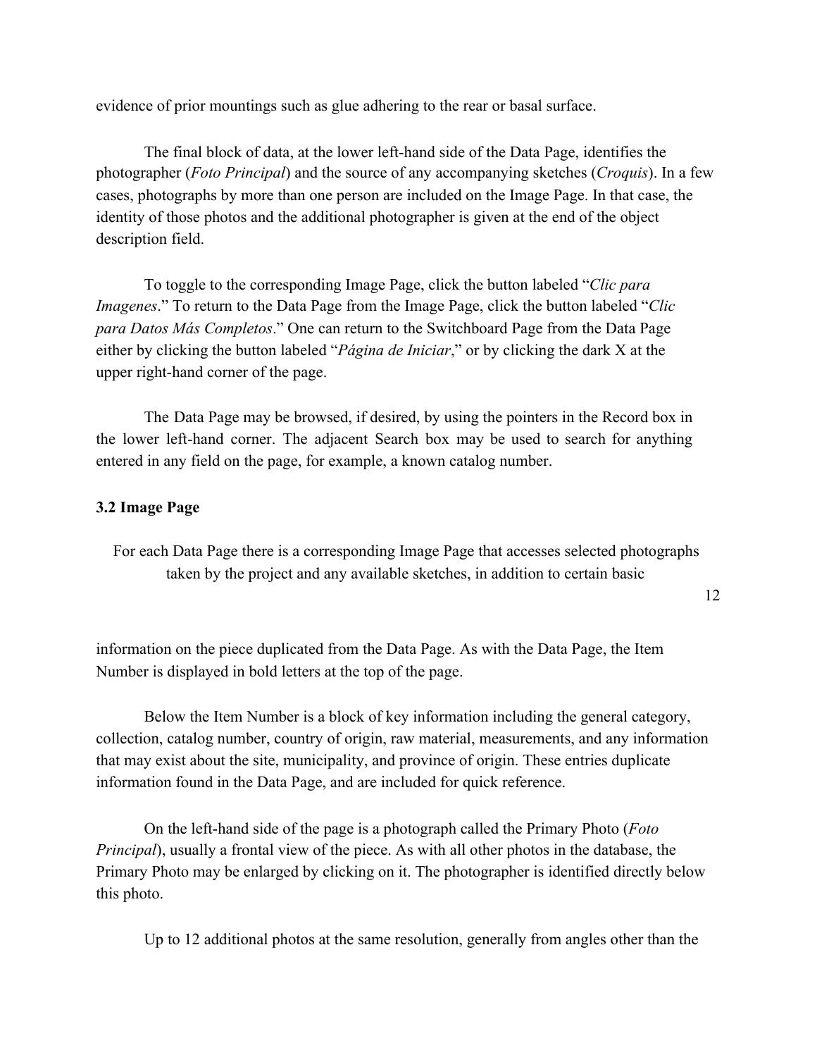evidence of prior mountings such as glue adhering to the rear or basal surface.

The final block of data, at the lower left-hand side of the Data Page, identifies the photographer (*Foto Principal*) and the source of any accompanying sketches (*Croquis*). In a few cases, photographs by more than one person are included on the Image Page. In that case, the identity of those photos and the additional photographer is given at the end of the object description field.

To toggle to the corresponding Image Page, click the button labeled "*Clic para Imagenes*." To return to the Data Page from the Image Page, click the button labeled "*Clic para Datos Más Completos*." One can return to the Switchboard Page from the Data Page either by clicking the button labeled "*Página de Iniciar*," or by clicking the dark X at the upper right-hand corner of the page.

The Data Page may be browsed, if desired, by using the pointers in the Record box in the lower left-hand corner. The adjacent Search box may be used to search for anything entered in any field on the page, for example, a known catalog number.

### 3.2 Image Page

For each Data Page there is a corresponding Image Page that accesses selected photographs taken by the project and any available sketches, in addition to certain basic information on the piece duplicated from the Data Page. As with the Data Page, the Item Number is displayed in bold letters at the top of the page.

Below the Item Number is a block of key information including the general category, collection, catalog number, country of origin, raw material, measurements, and any information that may exist about the site, municipality, and province of origin. These entries duplicate information found in the Data Page, and are included for quick reference.

On the left-hand side of the page is a photograph called the Primary Photo (*Foto Principal*), usually a frontal view of the piece. As with all other photos in the database, the Primary Photo may be enlarged by clicking on it. The photographer is identified directly below this photo.

Up to 12 additional photos at the same resolution, generally from angles other than the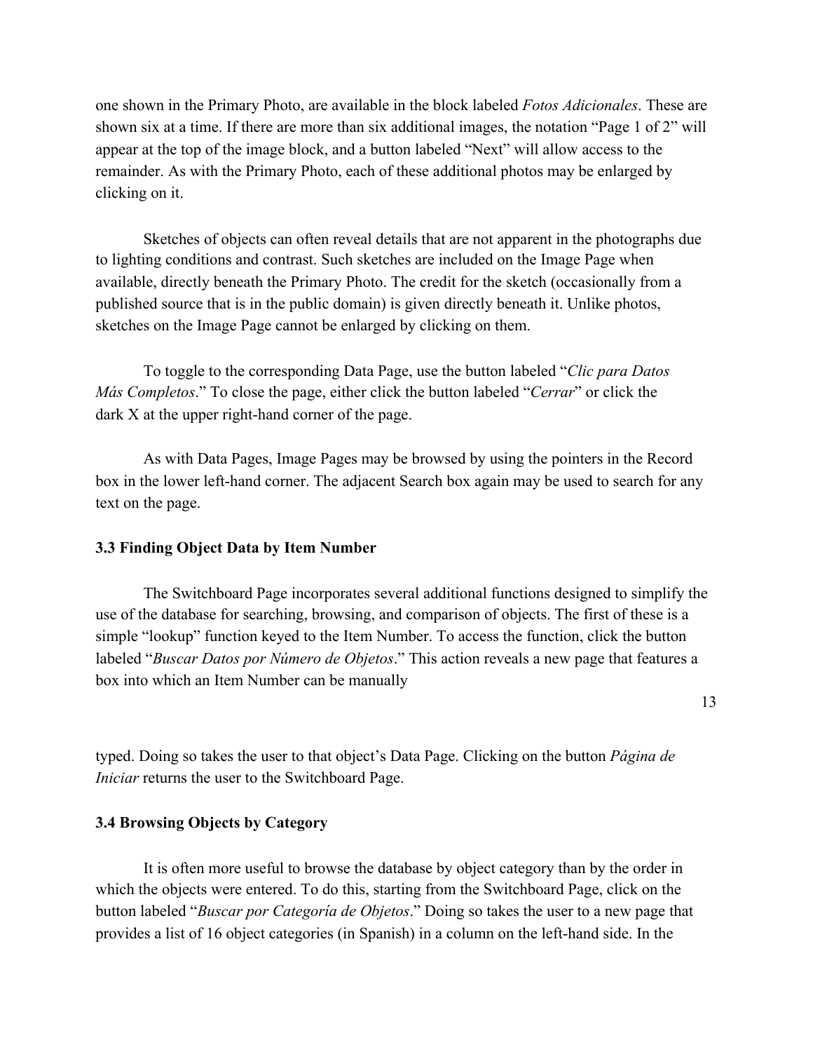one shown in the Primary Photo, are available in the block labeled *Fotos Adicionales*. These are shown six at a time. If there are more than six additional images, the notation “Page 1 of 2” will appear at the top of the image block, and a button labeled “Next” will allow access to the remainder. As with the Primary Photo, each of these additional photos may be enlarged by clicking on it.

Sketches of objects can often reveal details that are not apparent in the photographs due to lighting conditions and contrast. Such sketches are included on the Image Page when available, directly beneath the Primary Photo. The credit for the sketch (occasionally from a published source that is in the public domain) is given directly beneath it. Unlike photos, sketches on the Image Page cannot be enlarged by clicking on them.

To toggle to the corresponding Data Page, use the button labeled “*Clic para Datos Más Completos*.” To close the page, either click the button labeled “*Cerrar*” or click the dark X at the upper right-hand corner of the page.

As with Data Pages, Image Pages may be browsed by using the pointers in the Record box in the lower left-hand corner. The adjacent Search box again may be used to search for any text on the page.

### 3.3 Finding Object Data by Item Number

The Switchboard Page incorporates several additional functions designed to simplify the use of the database for searching, browsing, and comparison of objects. The first of these is a simple “lookup” function keyed to the Item Number. To access the function, click the button labeled “*Buscar Datos por Número de Objetos*.” This action reveals a new page that features a box into which an Item Number can be manually typed. Doing so takes the user to that object’s Data Page. Clicking on the button *Página de Iniciar* returns the user to the Switchboard Page.

### 3.4 Browsing Objects by Category

It is often more useful to browse the database by object category than by the order in which the objects were entered. To do this, starting from the Switchboard Page, click on the button labeled “*Buscar por Categoría de Objetos*.” Doing so takes the user to a new page that provides a list of 16 object categories (in Spanish) in a column on the left-hand side. In the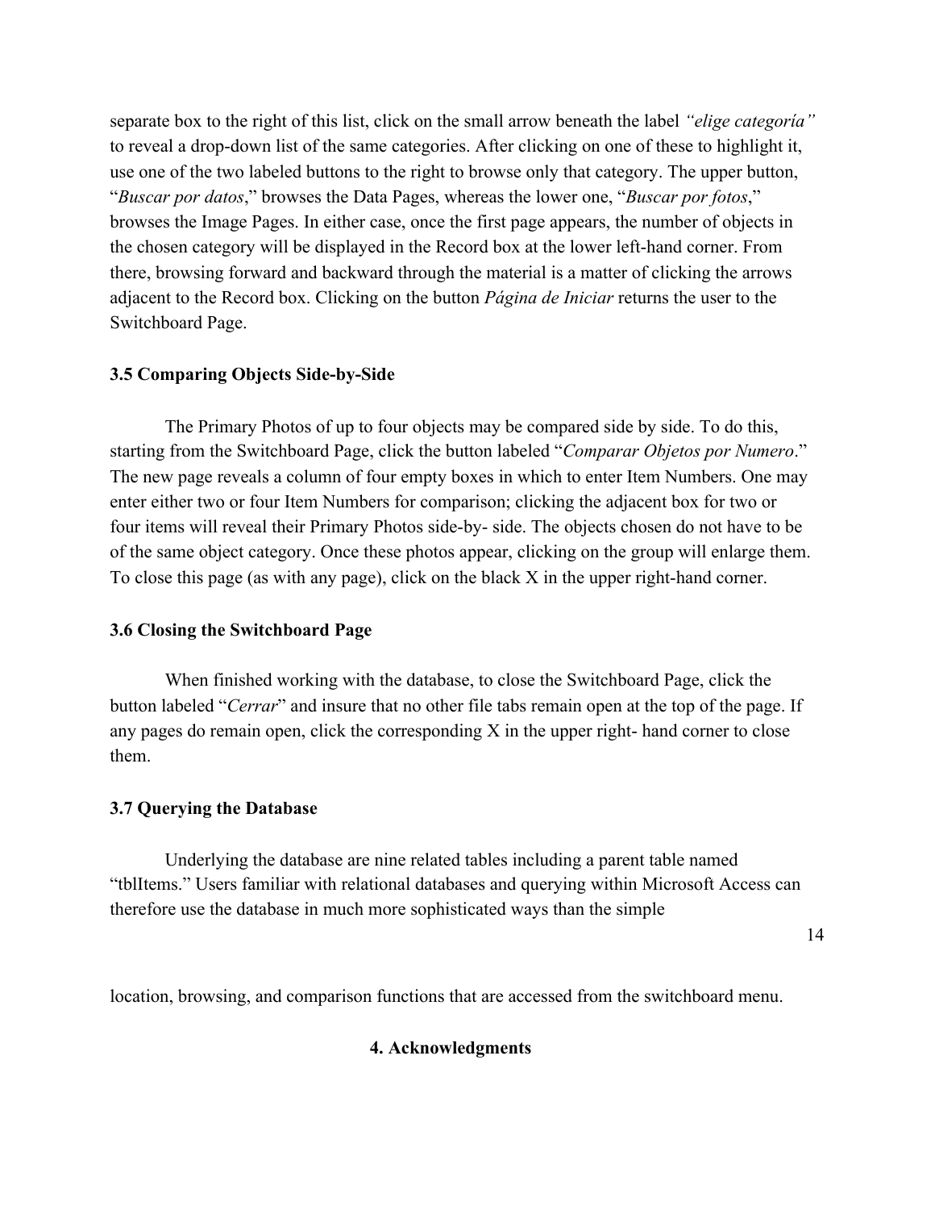separate box to the right of this list, click on the small arrow beneath the label *"elige categoría"* to reveal a drop-down list of the same categories. After clicking on one of these to highlight it, use one of the two labeled buttons to the right to browse only that category. The upper button, "*Buscar por datos*," browses the Data Pages, whereas the lower one, "*Buscar por fotos*," browses the Image Pages. In either case, once the first page appears, the number of objects in the chosen category will be displayed in the Record box at the lower left-hand corner. From there, browsing forward and backward through the material is a matter of clicking the arrows adjacent to the Record box. Clicking on the button *Página de Iniciar* returns the user to the Switchboard Page.

### 3.5 Comparing Objects Side-by-Side

The Primary Photos of up to four objects may be compared side by side. To do this, starting from the Switchboard Page, click the button labeled "*Comparar Objetos por Numero*." The new page reveals a column of four empty boxes in which to enter Item Numbers. One may enter either two or four Item Numbers for comparison; clicking the adjacent box for two or four items will reveal their Primary Photos side-by- side. The objects chosen do not have to be of the same object category. Once these photos appear, clicking on the group will enlarge them. To close this page (as with any page), click on the black X in the upper right-hand corner.

### 3.6 Closing the Switchboard Page

When finished working with the database, to close the Switchboard Page, click the button labeled "*Cerrar*" and insure that no other file tabs remain open at the top of the page. If any pages do remain open, click the corresponding X in the upper right- hand corner to close them.

### 3.7 Querying the Database

Underlying the database are nine related tables including a parent table named "tblItems." Users familiar with relational databases and querying within Microsoft Access can therefore use the database in much more sophisticated ways than the simple location, browsing, and comparison functions that are accessed from the switchboard menu.

## 4. Acknowledgments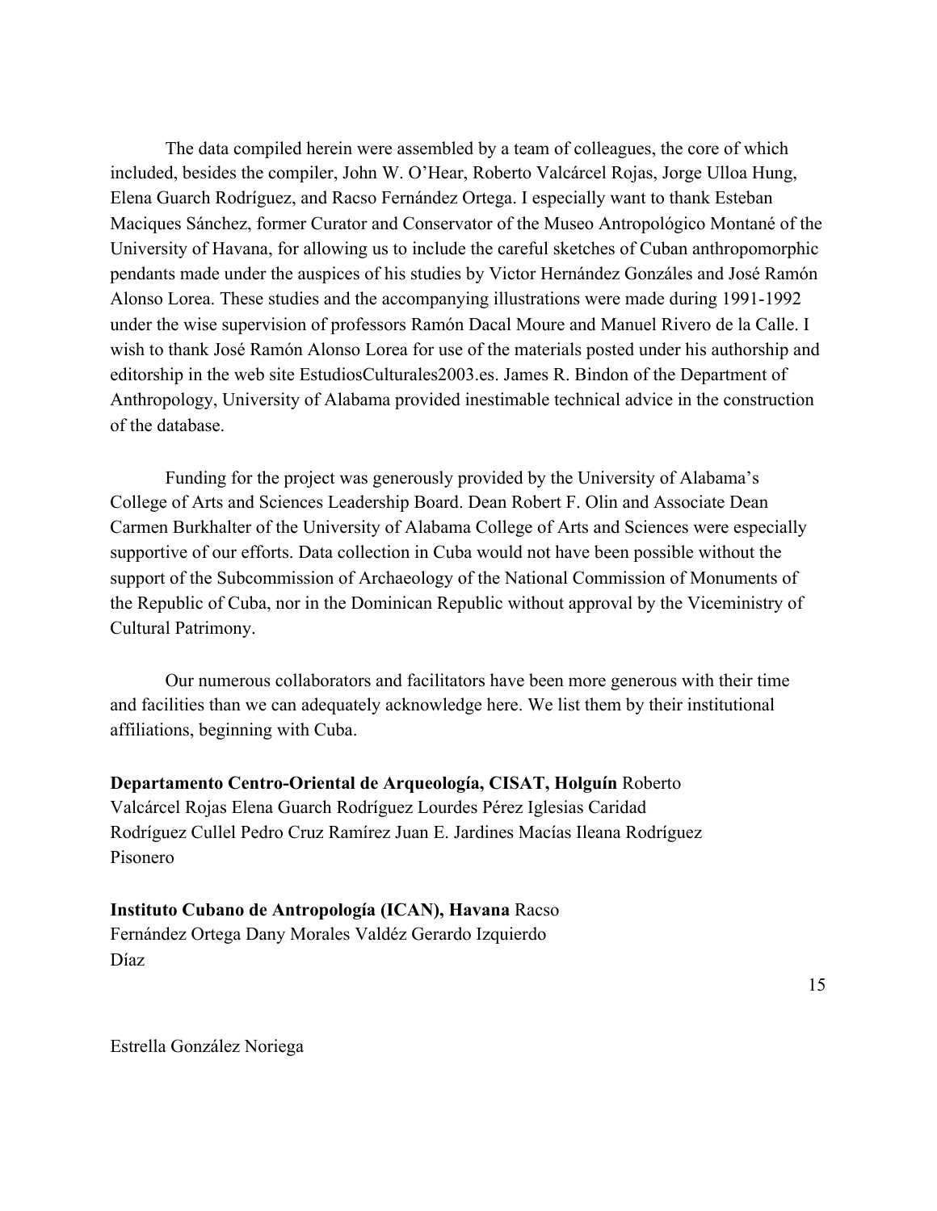The data compiled herein were assembled by a team of colleagues, the core of which included, besides the compiler, John W. O'Hear, Roberto Valcárcel Rojas, Jorge Ulloa Hung, Elena Guarch Rodríguez, and Racso Fernández Ortega. I especially want to thank Esteban Maciques Sánchez, former Curator and Conservator of the Museo Antropológico Montané of the University of Havana, for allowing us to include the careful sketches of Cuban anthropomorphic pendants made under the auspices of his studies by Victor Hernández Gonzáles and José Ramón Alonso Lorea. These studies and the accompanying illustrations were made during 1991-1992 under the wise supervision of professors Ramón Dacal Moure and Manuel Rivero de la Calle. I wish to thank José Ramón Alonso Lorea for use of the materials posted under his authorship and editorship in the web site EstudiosCulturales2003.es. James R. Bindon of the Department of Anthropology, University of Alabama provided inestimable technical advice in the construction of the database.

Funding for the project was generously provided by the University of Alabama's College of Arts and Sciences Leadership Board. Dean Robert F. Olin and Associate Dean Carmen Burkhalter of the University of Alabama College of Arts and Sciences were especially supportive of our efforts. Data collection in Cuba would not have been possible without the support of the Subcommission of Archaeology of the National Commission of Monuments of the Republic of Cuba, nor in the Dominican Republic without approval by the Viceministry of Cultural Patrimony.

Our numerous collaborators and facilitators have been more generous with their time and facilities than we can adequately acknowledge here. We list them by their institutional affiliations, beginning with Cuba.

**Departamento Centro-Oriental de Arqueología, CISAT, Holguín** Roberto Valcárcel Rojas Elena Guarch Rodríguez Lourdes Pérez Iglesias Caridad Rodríguez Cullel Pedro Cruz Ramírez Juan E. Jardines Macías Ileana Rodríguez Pisonero

**Instituto Cubano de Antropología (ICAN), Havana** Racso Fernández Ortega Dany Morales Valdéz Gerardo Izquierdo Díaz

Estrella González Noriega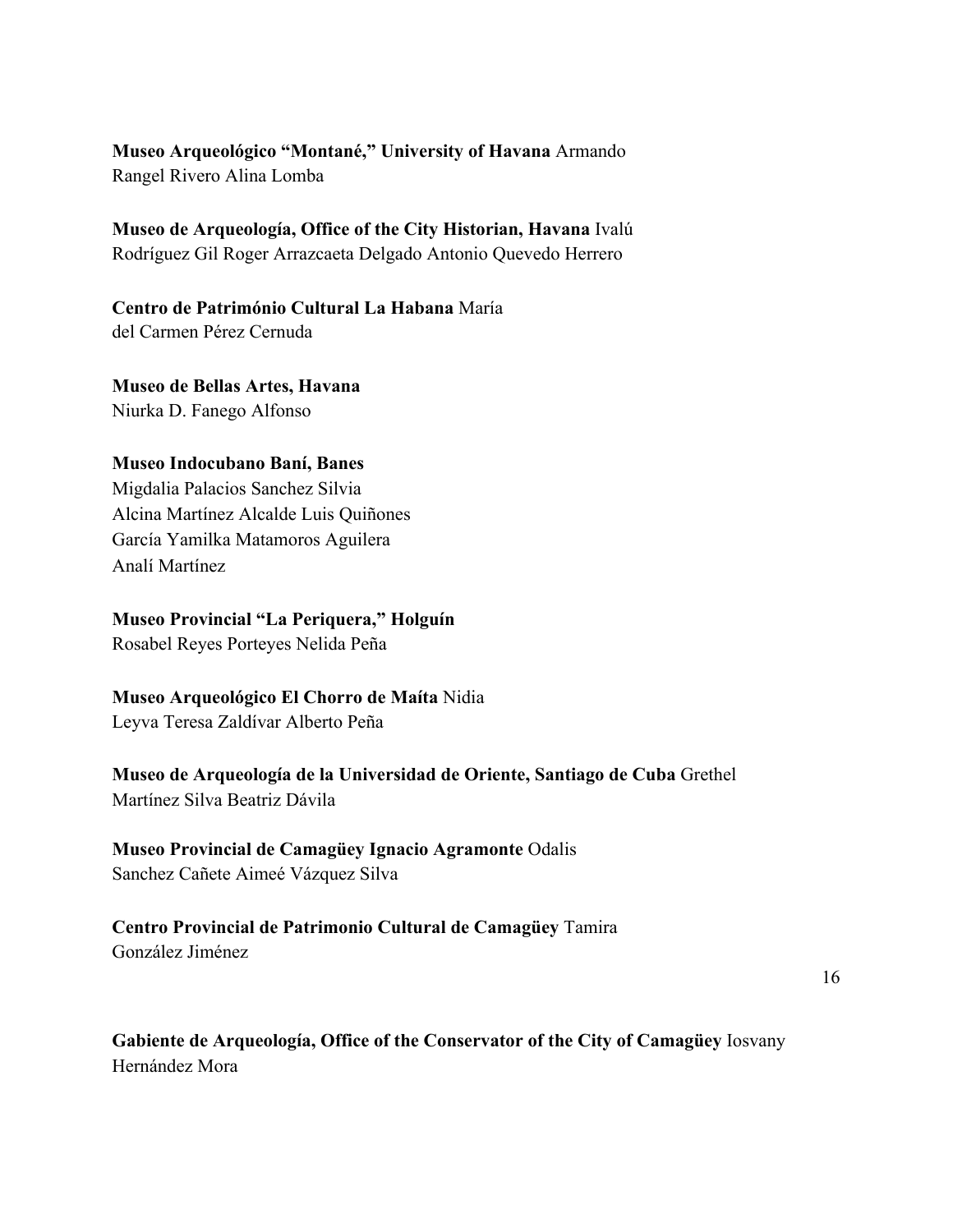**Museo Arqueológico "Montané," University of Havana** Armando Rangel Rivero Alina Lomba

**Museo de Arqueología, Office of the City Historian, Havana** Ivalú Rodríguez Gil Roger Arrazcaeta Delgado Antonio Quevedo Herrero

**Centro de Património Cultural La Habana** María del Carmen Pérez Cernuda

**Museo de Bellas Artes, Havana**
Niurka D. Fanego Alfonso

**Museo Indocubano Baní, Banes**
Migdalia Palacios Sanchez Silvia Alcina Martínez Alcalde Luis Quiñones García Yamilka Matamoros Aguilera Analí Martínez

**Museo Provincial "La Periquera," Holguín**
Rosabel Reyes Porteyes Nelida Peña

**Museo Arqueológico El Chorro de Maíta** Nidia Leyva Teresa Zaldívar Alberto Peña

**Museo de Arqueología de la Universidad de Oriente, Santiago de Cuba** Grethel Martínez Silva Beatriz Dávila

**Museo Provincial de Camagüey Ignacio Agramonte** Odalis Sanchez Cañete Aimeé Vázquez Silva

**Centro Provincial de Patrimonio Cultural de Camagüey** Tamira González Jiménez

**Gabiente de Arqueología, Office of the Conservator of the City of Camagüey** Iosvany Hernández Mora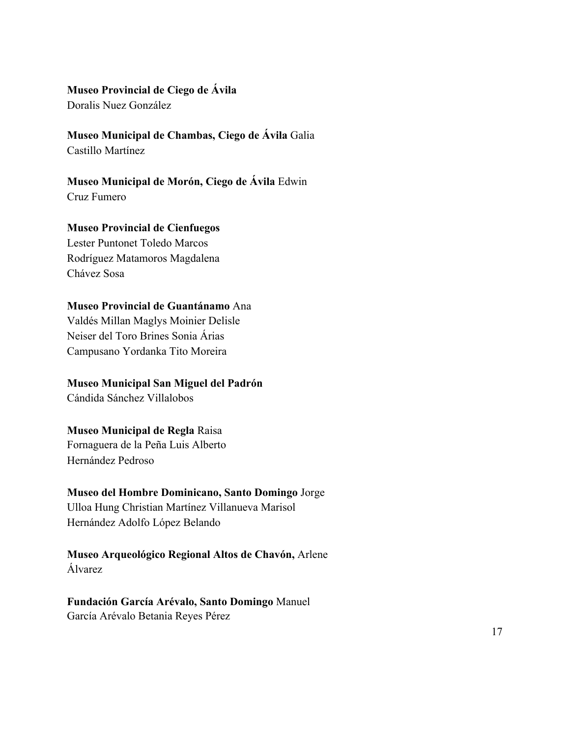**Museo Provincial de Ciego de Ávila**
Doralis Nuez González

**Museo Municipal de Chambas, Ciego de Ávila** Galia Castillo Martínez

**Museo Municipal de Morón, Ciego de Ávila** Edwin Cruz Fumero

**Museo Provincial de Cienfuegos**
Lester Puntonet Toledo Marcos Rodríguez Matamoros Magdalena Chávez Sosa

**Museo Provincial de Guantánamo** Ana Valdés Millan Maglys Moinier Delisle Neiser del Toro Brines Sonia Árias Campusano Yordanka Tito Moreira

**Museo Municipal San Miguel del Padrón**
Cándida Sánchez Villalobos

**Museo Municipal de Regla** Raisa Fornaguera de la Peña Luis Alberto Hernández Pedroso

**Museo del Hombre Dominicano, Santo Domingo** Jorge Ulloa Hung Christian Martínez Villanueva Marisol Hernández Adolfo López Belando

**Museo Arqueológico Regional Altos de Chavón,** Arlene Álvarez

**Fundación García Arévalo, Santo Domingo** Manuel García Arévalo Betania Reyes Pérez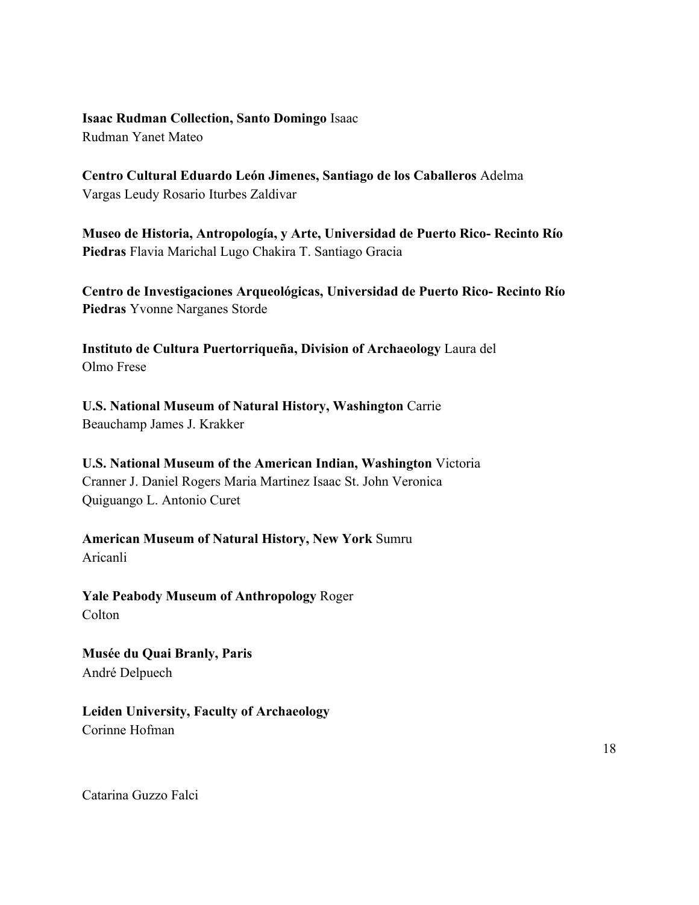**Isaac Rudman Collection, Santo Domingo** Isaac Rudman Yanet Mateo

**Centro Cultural Eduardo León Jimenes, Santiago de los Caballeros** Adelma Vargas Leudy Rosario Iturbes Zaldivar

**Museo de Historia, Antropología, y Arte, Universidad de Puerto Rico- Recinto Río Piedras** Flavia Marichal Lugo Chakira T. Santiago Gracia

**Centro de Investigaciones Arqueológicas, Universidad de Puerto Rico- Recinto Río Piedras** Yvonne Narganes Storde

**Instituto de Cultura Puertorriqueña, Division of Archaeology** Laura del Olmo Frese

**U.S. National Museum of Natural History, Washington** Carrie Beauchamp James J. Krakker

**U.S. National Museum of the American Indian, Washington** Victoria Cranner J. Daniel Rogers Maria Martinez Isaac St. John Veronica Quiguango L. Antonio Curet

**American Museum of Natural History, New York** Sumru Aricanli

**Yale Peabody Museum of Anthropology** Roger Colton

**Musée du Quai Branly, Paris**
André Delpuech

**Leiden University, Faculty of Archaeology**
Corinne Hofman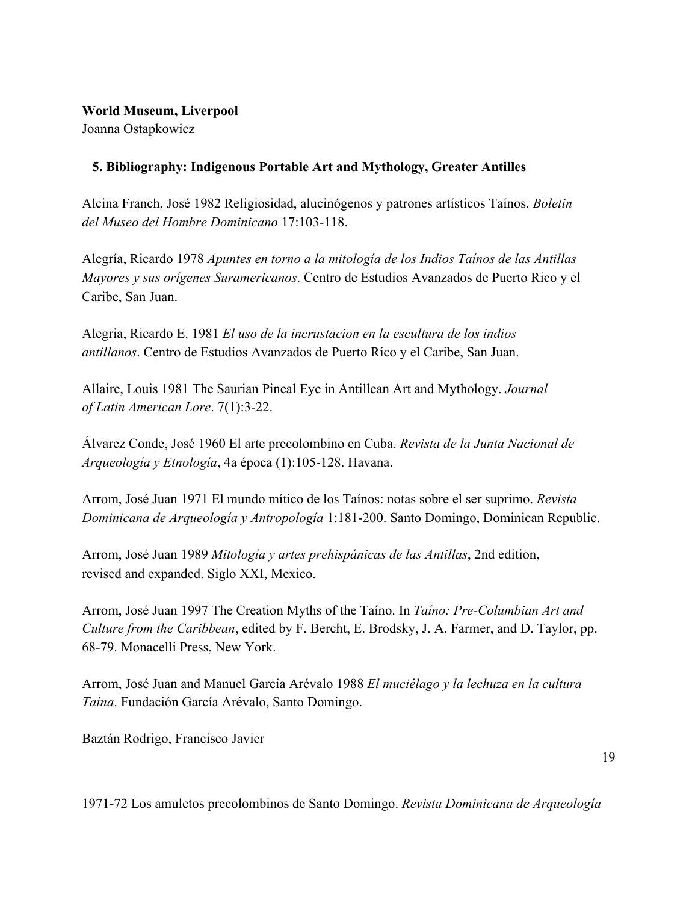**World Museum, Liverpool**
Joanna Ostapkowicz

## 5. Bibliography: Indigenous Portable Art and Mythology, Greater Antilles

Alcina Franch, José 1982 Religiosidad, alucinógenos y patrones artísticos Taínos. *Boletin del Museo del Hombre Dominicano* 17:103-118.

Alegría, Ricardo 1978 *Apuntes en torno a la mitología de los Indios Taínos de las Antillas Mayores y sus orígenes Suramericanos*. Centro de Estudios Avanzados de Puerto Rico y el Caribe, San Juan.

Alegria, Ricardo E. 1981 *El uso de la incrustacion en la escultura de los indios antillanos*. Centro de Estudios Avanzados de Puerto Rico y el Caribe, San Juan.

Allaire, Louis 1981 The Saurian Pineal Eye in Antillean Art and Mythology. *Journal of Latin American Lore*. 7(1):3-22.

Álvarez Conde, José 1960 El arte precolombino en Cuba. *Revista de la Junta Nacional de Arqueología y Etnología*, 4a época (1):105-128. Havana.

Arrom, José Juan 1971 El mundo mítico de los Taínos: notas sobre el ser suprimo. *Revista Dominicana de Arqueología y Antropología* 1:181-200. Santo Domingo, Dominican Republic.

Arrom, José Juan 1989 *Mitología y artes prehispánicas de las Antillas*, 2nd edition, revised and expanded. Siglo XXI, Mexico.

Arrom, José Juan 1997 The Creation Myths of the Taíno. In *Taíno: Pre-Columbian Art and Culture from the Caribbean*, edited by F. Bercht, E. Brodsky, J. A. Farmer, and D. Taylor, pp. 68-79. Monacelli Press, New York.

Arrom, José Juan and Manuel García Arévalo 1988 *El muciélago y la lechuza en la cultura Taína*. Fundación García Arévalo, Santo Domingo.

Baztán Rodrigo, Francisco Javier

1971-72 Los amuletos precolombinos de Santo Domingo. *Revista Dominicana de Arqueología*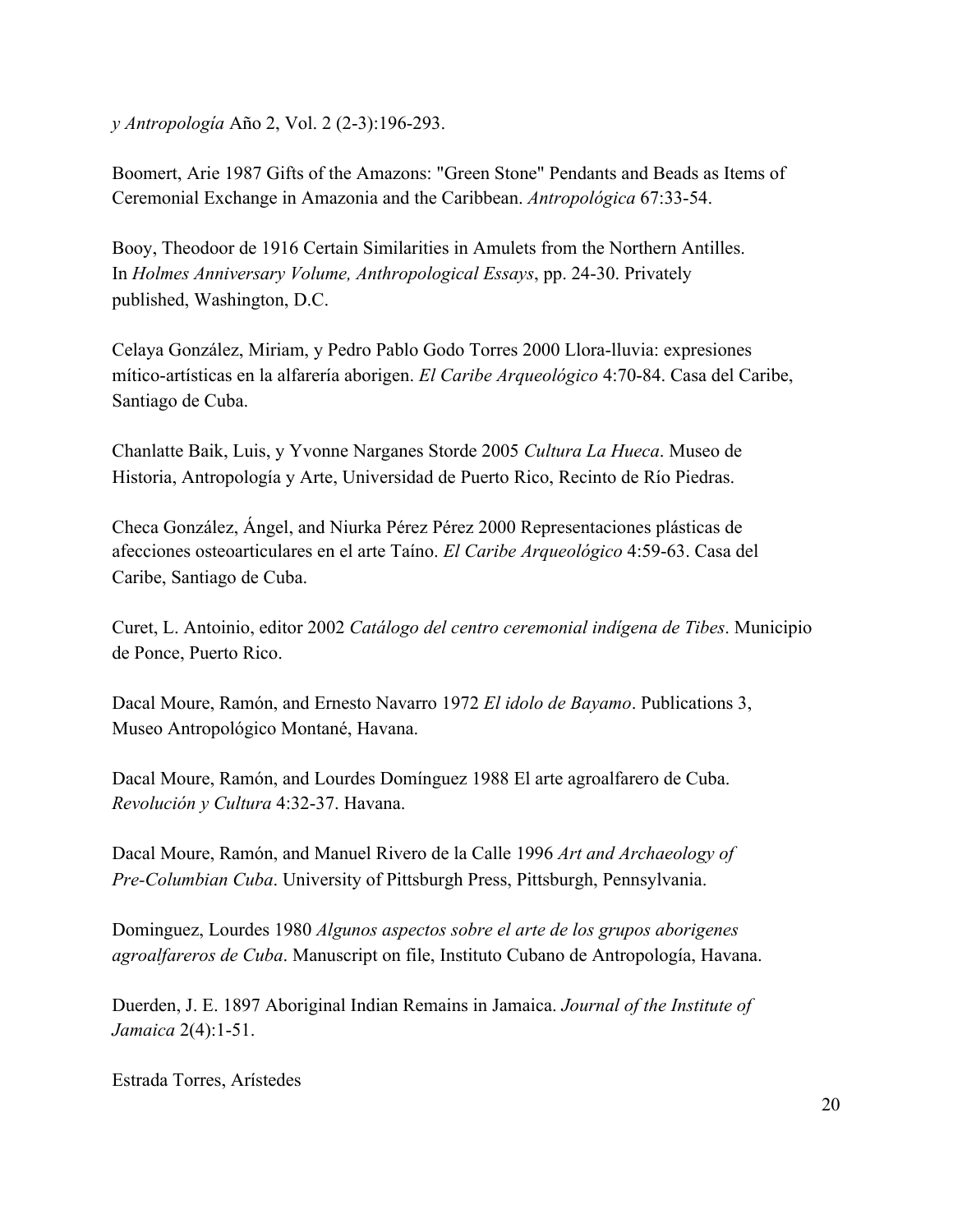*y Antropología* Año 2, Vol. 2 (2-3):196-293.

Boomert, Arie 1987 Gifts of the Amazons: "Green Stone" Pendants and Beads as Items of Ceremonial Exchange in Amazonia and the Caribbean. *Antropológica* 67:33-54.

Booy, Theodoor de 1916 Certain Similarities in Amulets from the Northern Antilles. In *Holmes Anniversary Volume, Anthropological Essays*, pp. 24-30. Privately published, Washington, D.C.

Celaya González, Miriam, y Pedro Pablo Godo Torres 2000 Llora-lluvia: expresiones mítico-artísticas en la alfarería aborigen. *El Caribe Arqueológico* 4:70-84. Casa del Caribe, Santiago de Cuba.

Chanlatte Baik, Luis, y Yvonne Narganes Storde 2005 *Cultura La Hueca*. Museo de Historia, Antropología y Arte, Universidad de Puerto Rico, Recinto de Río Piedras.

Checa González, Ángel, and Niurka Pérez Pérez 2000 Representaciones plásticas de afecciones osteoarticulares en el arte Taíno. *El Caribe Arqueológico* 4:59-63. Casa del Caribe, Santiago de Cuba.

Curet, L. Antoinio, editor 2002 *Catálogo del centro ceremonial indígena de Tibes*. Municipio de Ponce, Puerto Rico.

Dacal Moure, Ramón, and Ernesto Navarro 1972 *El idolo de Bayamo*. Publications 3, Museo Antropológico Montané, Havana.

Dacal Moure, Ramón, and Lourdes Domínguez 1988 El arte agroalfarero de Cuba. *Revolución y Cultura* 4:32-37. Havana.

Dacal Moure, Ramón, and Manuel Rivero de la Calle 1996 *Art and Archaeology of Pre-Columbian Cuba*. University of Pittsburgh Press, Pittsburgh, Pennsylvania.

Dominguez, Lourdes 1980 *Algunos aspectos sobre el arte de los grupos aborigenes agroalfareros de Cuba*. Manuscript on file, Instituto Cubano de Antropología, Havana.

Duerden, J. E. 1897 Aboriginal Indian Remains in Jamaica. *Journal of the Institute of Jamaica* 2(4):1-51.

Estrada Torres, Arístedes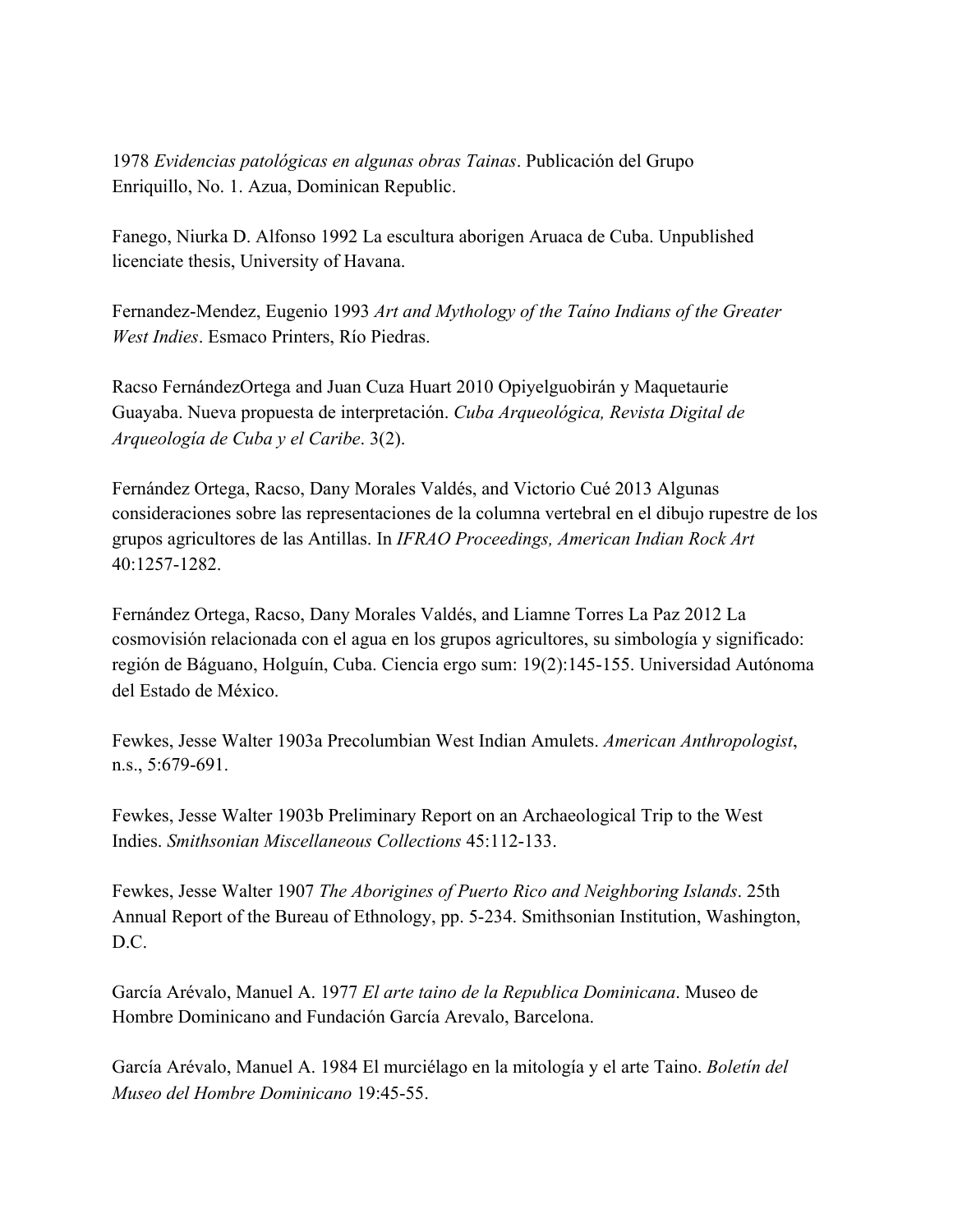1978 *Evidencias patológicas en algunas obras Tainas*. Publicación del Grupo Enriquillo, No. 1. Azua, Dominican Republic.

Fanego, Niurka D. Alfonso 1992 La escultura aborigen Aruaca de Cuba. Unpublished licenciate thesis, University of Havana.

Fernandez-Mendez, Eugenio 1993 *Art and Mythology of the Taíno Indians of the Greater West Indies*. Esmaco Printers, Río Piedras.

Racso FernándezOrtega and Juan Cuza Huart 2010 Opiyelguobirán y Maquetaurie Guayaba. Nueva propuesta de interpretación. *Cuba Arqueológica, Revista Digital de Arqueología de Cuba y el Caribe*. 3(2).

Fernández Ortega, Racso, Dany Morales Valdés, and Victorio Cué 2013 Algunas consideraciones sobre las representaciones de la columna vertebral en el dibujo rupestre de los grupos agricultores de las Antillas. In *IFRAO Proceedings, American Indian Rock Art* 40:1257-1282.

Fernández Ortega, Racso, Dany Morales Valdés, and Liamne Torres La Paz 2012 La cosmovisión relacionada con el agua en los grupos agricultores, su simbología y significado: región de Báguano, Holguín, Cuba. Ciencia ergo sum: 19(2):145-155. Universidad Autónoma del Estado de México.

Fewkes, Jesse Walter 1903a Precolumbian West Indian Amulets. *American Anthropologist*, n.s., 5:679-691.

Fewkes, Jesse Walter 1903b Preliminary Report on an Archaeological Trip to the West Indies. *Smithsonian Miscellaneous Collections* 45:112-133.

Fewkes, Jesse Walter 1907 *The Aborigines of Puerto Rico and Neighboring Islands*. 25th Annual Report of the Bureau of Ethnology, pp. 5-234. Smithsonian Institution, Washington, D.C.

García Arévalo, Manuel A. 1977 *El arte taino de la Republica Dominicana*. Museo de Hombre Dominicano and Fundación García Arevalo, Barcelona.

García Arévalo, Manuel A. 1984 El murciélago en la mitología y el arte Taino. *Boletín del Museo del Hombre Dominicano* 19:45-55.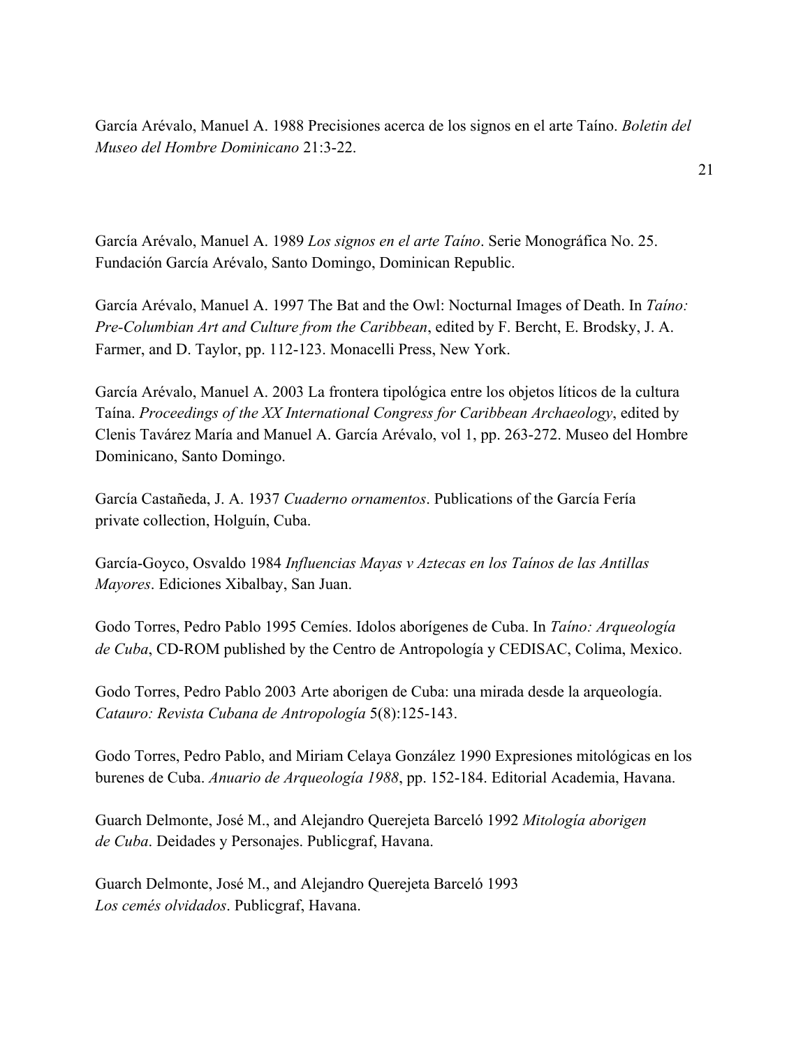García Arévalo, Manuel A. 1988 Precisiones acerca de los signos en el arte Taíno. *Boletin del Museo del Hombre Dominicano* 21:3-22.

García Arévalo, Manuel A. 1989 *Los signos en el arte Taíno*. Serie Monográfica No. 25. Fundación García Arévalo, Santo Domingo, Dominican Republic.

García Arévalo, Manuel A. 1997 The Bat and the Owl: Nocturnal Images of Death. In *Taíno: Pre-Columbian Art and Culture from the Caribbean*, edited by F. Bercht, E. Brodsky, J. A. Farmer, and D. Taylor, pp. 112-123. Monacelli Press, New York.

García Arévalo, Manuel A. 2003 La frontera tipológica entre los objetos líticos de la cultura Taína. *Proceedings of the XX International Congress for Caribbean Archaeology*, edited by Clenis Tavárez María and Manuel A. García Arévalo, vol 1, pp. 263-272. Museo del Hombre Dominicano, Santo Domingo.

García Castañeda, J. A. 1937 *Cuaderno ornamentos*. Publications of the García Fería private collection, Holguín, Cuba.

García-Goyco, Osvaldo 1984 *Influencias Mayas v Aztecas en los Taínos de las Antillas Mayores*. Ediciones Xibalbay, San Juan.

Godo Torres, Pedro Pablo 1995 Cemíes. Idolos aborígenes de Cuba. In *Taíno: Arqueología de Cuba*, CD-ROM published by the Centro de Antropología y CEDISAC, Colima, Mexico.

Godo Torres, Pedro Pablo 2003 Arte aborigen de Cuba: una mirada desde la arqueología. *Catauro: Revista Cubana de Antropología* 5(8):125-143.

Godo Torres, Pedro Pablo, and Miriam Celaya González 1990 Expresiones mitológicas en los burenes de Cuba. *Anuario de Arqueología 1988*, pp. 152-184. Editorial Academia, Havana.

Guarch Delmonte, José M., and Alejandro Querejeta Barceló 1992 *Mitología aborigen de Cuba*. Deidades y Personajes. Publicgraf, Havana.

Guarch Delmonte, José M., and Alejandro Querejeta Barceló 1993 *Los cemés olvidados*. Publicgraf, Havana.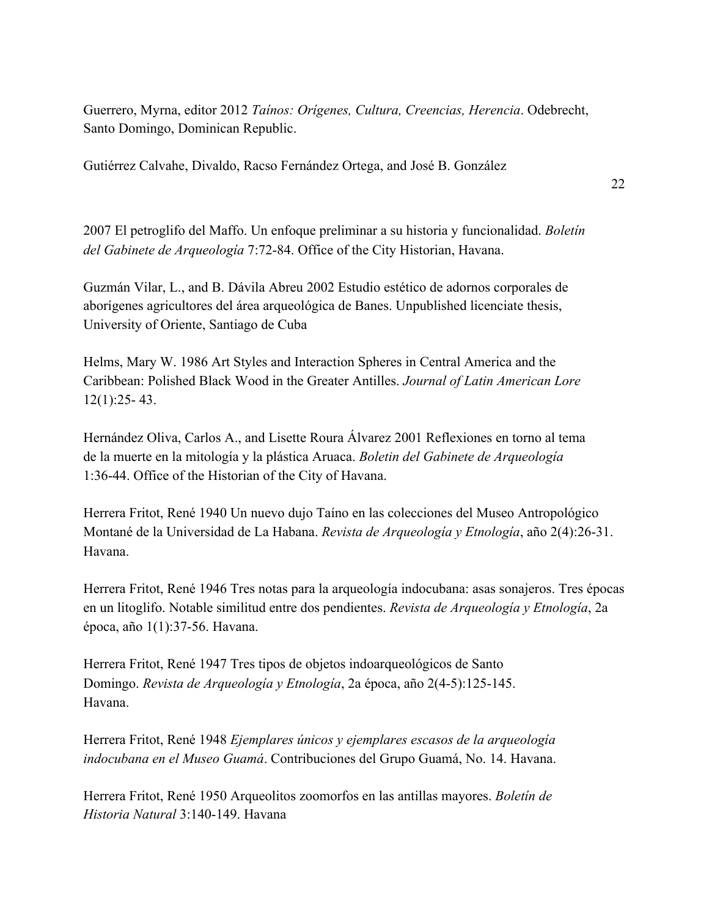Guerrero, Myrna, editor 2012 *Taínos: Orígenes, Cultura, Creencias, Herencia*. Odebrecht, Santo Domingo, Dominican Republic.

Gutiérrez Calvahe, Divaldo, Racso Fernández Ortega, and José B. González 2007 El petroglifo del Maffo. Un enfoque preliminar a su historia y funcionalidad. *Boletín del Gabinete de Arqueología* 7:72-84. Office of the City Historian, Havana.

Guzmán Vilar, L., and B. Dávila Abreu 2002 Estudio estético de adornos corporales de aborígenes agricultores del área arqueológica de Banes. Unpublished licenciate thesis, University of Oriente, Santiago de Cuba

Helms, Mary W. 1986 Art Styles and Interaction Spheres in Central America and the Caribbean: Polished Black Wood in the Greater Antilles. *Journal of Latin American Lore* 12(1):25- 43.

Hernández Oliva, Carlos A., and Lisette Roura Álvarez 2001 Reflexiones en torno al tema de la muerte en la mitología y la plástica Aruaca. *Boletin del Gabinete de Arqueología* 1:36-44. Office of the Historian of the City of Havana.

Herrera Fritot, René 1940 Un nuevo dujo Taíno en las colecciones del Museo Antropológico Montané de la Universidad de La Habana. *Revista de Arqueología y Etnología*, año 2(4):26-31. Havana.

Herrera Fritot, René 1946 Tres notas para la arqueología indocubana: asas sonajeros. Tres épocas en un litoglifo. Notable similitud entre dos pendientes. *Revista de Arqueología y Etnología*, 2a época, año 1(1):37-56. Havana.

Herrera Fritot, René 1947 Tres tipos de objetos indoarqueológicos de Santo Domingo. *Revista de Arqueología y Etnología*, 2a época, año 2(4-5):125-145. Havana.

Herrera Fritot, René 1948 *Ejemplares únicos y ejemplares escasos de la arqueología indocubana en el Museo Guamá*. Contribuciones del Grupo Guamá, No. 14. Havana.

Herrera Fritot, René 1950 Arqueolitos zoomorfos en las antillas mayores. *Boletín de Historia Natural* 3:140-149. Havana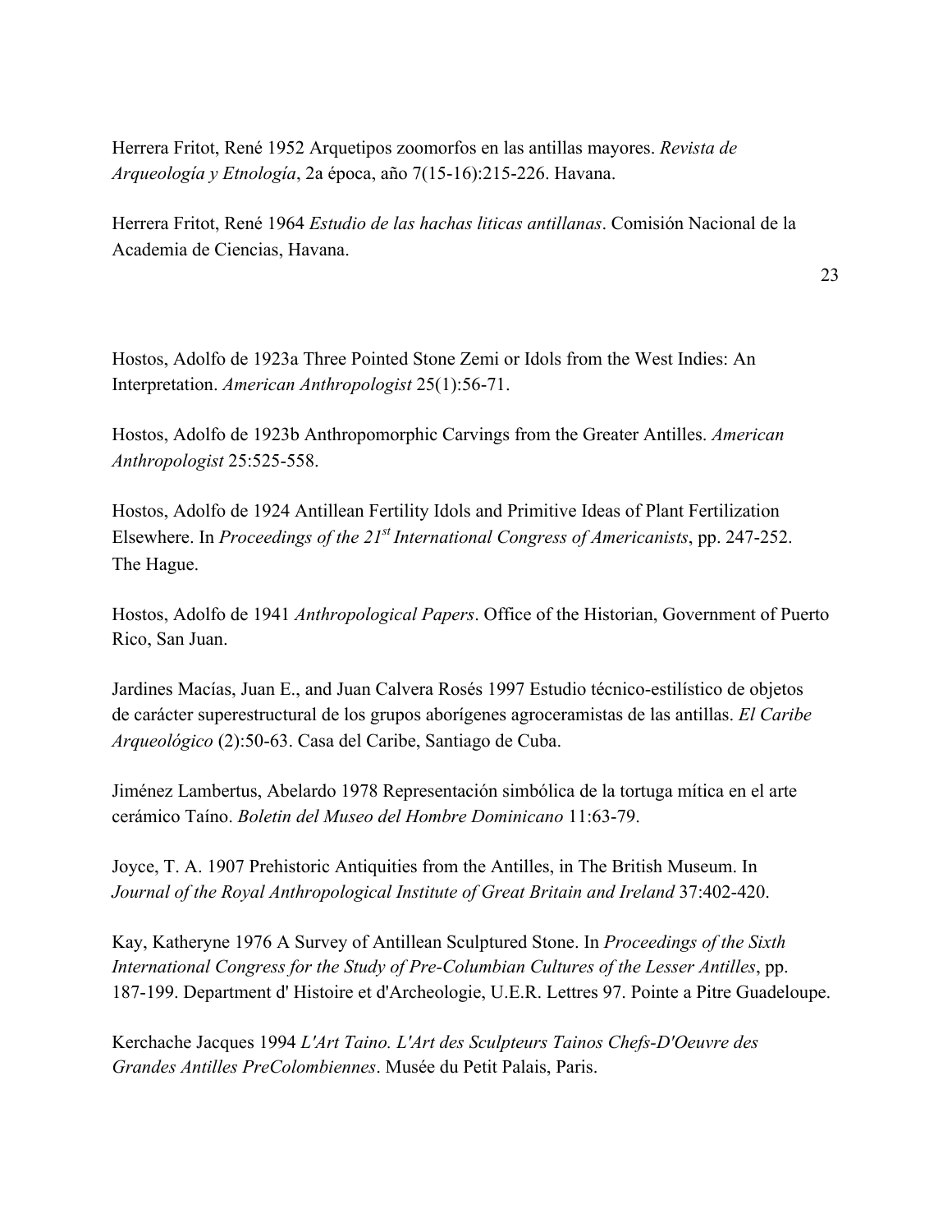Herrera Fritot, René 1952 Arquetipos zoomorfos en las antillas mayores. *Revista de Arqueología y Etnología*, 2a época, año 7(15-16):215-226. Havana.

Herrera Fritot, René 1964 *Estudio de las hachas liticas antillanas*. Comisión Nacional de la Academia de Ciencias, Havana.

Hostos, Adolfo de 1923a Three Pointed Stone Zemi or Idols from the West Indies: An Interpretation. *American Anthropologist* 25(1):56-71.

Hostos, Adolfo de 1923b Anthropomorphic Carvings from the Greater Antilles. *American Anthropologist* 25:525-558.

Hostos, Adolfo de 1924 Antillean Fertility Idols and Primitive Ideas of Plant Fertilization Elsewhere. In *Proceedings of the 21st International Congress of Americanists*, pp. 247-252. The Hague.

Hostos, Adolfo de 1941 *Anthropological Papers*. Office of the Historian, Government of Puerto Rico, San Juan.

Jardines Macías, Juan E., and Juan Calvera Rosés 1997 Estudio técnico-estilístico de objetos de carácter superestructural de los grupos aborígenes agroceramistas de las antillas. *El Caribe Arqueológico* (2):50-63. Casa del Caribe, Santiago de Cuba.

Jiménez Lambertus, Abelardo 1978 Representación simbólica de la tortuga mítica en el arte cerámico Taíno. *Boletin del Museo del Hombre Dominicano* 11:63-79.

Joyce, T. A. 1907 Prehistoric Antiquities from the Antilles, in The British Museum. In *Journal of the Royal Anthropological Institute of Great Britain and Ireland* 37:402-420.

Kay, Katheryne 1976 A Survey of Antillean Sculptured Stone. In *Proceedings of the Sixth International Congress for the Study of Pre-Columbian Cultures of the Lesser Antilles*, pp. 187-199. Department d' Histoire et d'Archeologie, U.E.R. Lettres 97. Pointe a Pitre Guadeloupe.

Kerchache Jacques 1994 *L'Art Taino. L'Art des Sculpteurs Tainos Chefs-D'Oeuvre des Grandes Antilles PreColombiennes*. Musée du Petit Palais, Paris.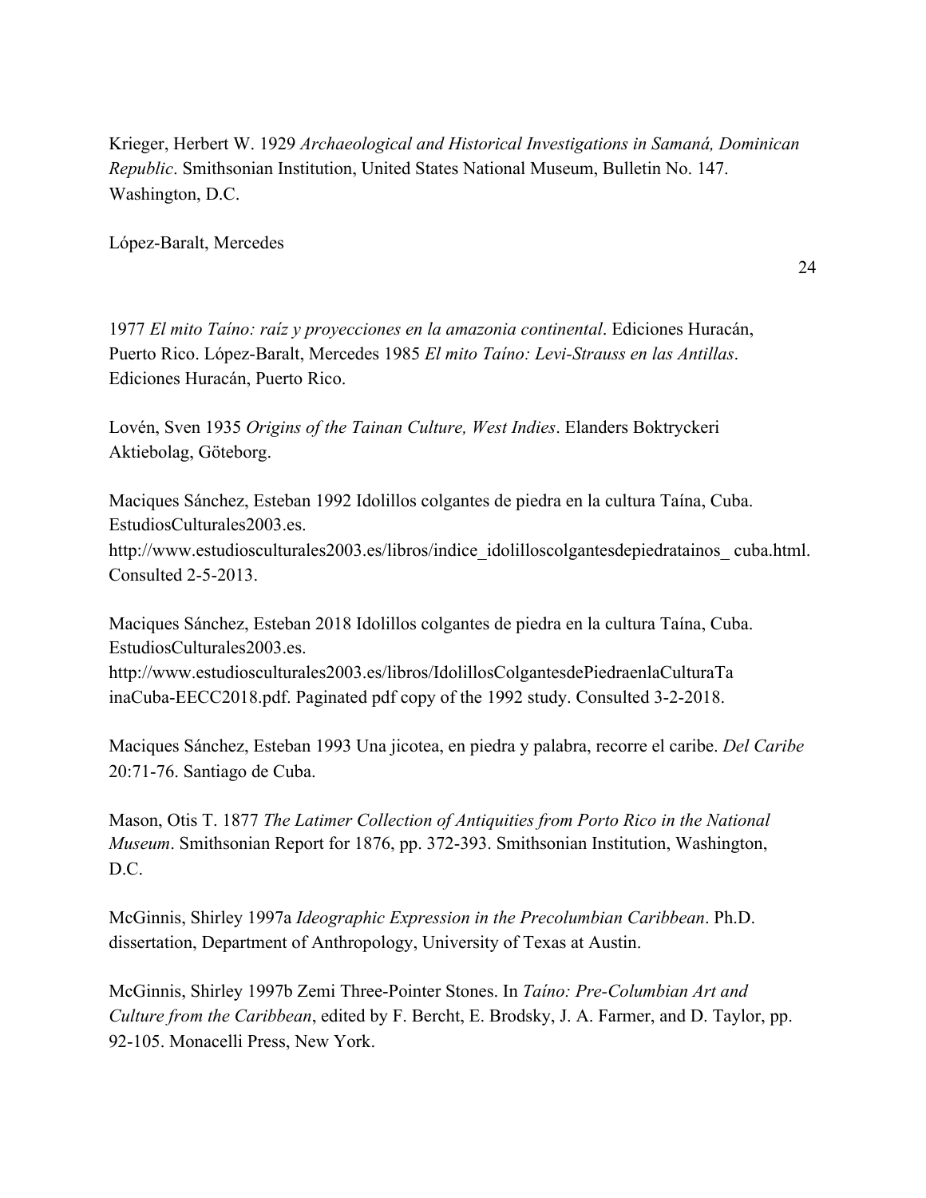Krieger, Herbert W. 1929 *Archaeological and Historical Investigations in Samaná, Dominican Republic*. Smithsonian Institution, United States National Museum, Bulletin No. 147. Washington, D.C.

López-Baralt, Mercedes

1977 *El mito Taíno: raíz y proyecciones en la amazonia continental*. Ediciones Huracán, Puerto Rico. López-Baralt, Mercedes 1985 *El mito Taíno: Levi-Strauss en las Antillas*. Ediciones Huracán, Puerto Rico.

Lovén, Sven 1935 *Origins of the Tainan Culture, West Indies*. Elanders Boktryckeri Aktiebolag, Göteborg.

Maciques Sánchez, Esteban 1992 Idolillos colgantes de piedra en la cultura Taína, Cuba. EstudiosCulturales2003.es. http://www.estudiosculturales2003.es/libros/indice_idolilloscolgantesdepiedratainos_ cuba.html. Consulted 2-5-2013.

Maciques Sánchez, Esteban 2018 Idolillos colgantes de piedra en la cultura Taína, Cuba. EstudiosCulturales2003.es. http://www.estudiosculturales2003.es/libros/IdolillosColgantesdePiedraenlaCulturaTa inaCuba-EECC2018.pdf. Paginated pdf copy of the 1992 study. Consulted 3-2-2018.

Maciques Sánchez, Esteban 1993 Una jicotea, en piedra y palabra, recorre el caribe. *Del Caribe* 20:71-76. Santiago de Cuba.

Mason, Otis T. 1877 *The Latimer Collection of Antiquities from Porto Rico in the National Museum*. Smithsonian Report for 1876, pp. 372-393. Smithsonian Institution, Washington, D.C.

McGinnis, Shirley 1997a *Ideographic Expression in the Precolumbian Caribbean*. Ph.D. dissertation, Department of Anthropology, University of Texas at Austin.

McGinnis, Shirley 1997b Zemi Three-Pointer Stones. In *Taíno: Pre-Columbian Art and Culture from the Caribbean*, edited by F. Bercht, E. Brodsky, J. A. Farmer, and D. Taylor, pp. 92-105. Monacelli Press, New York.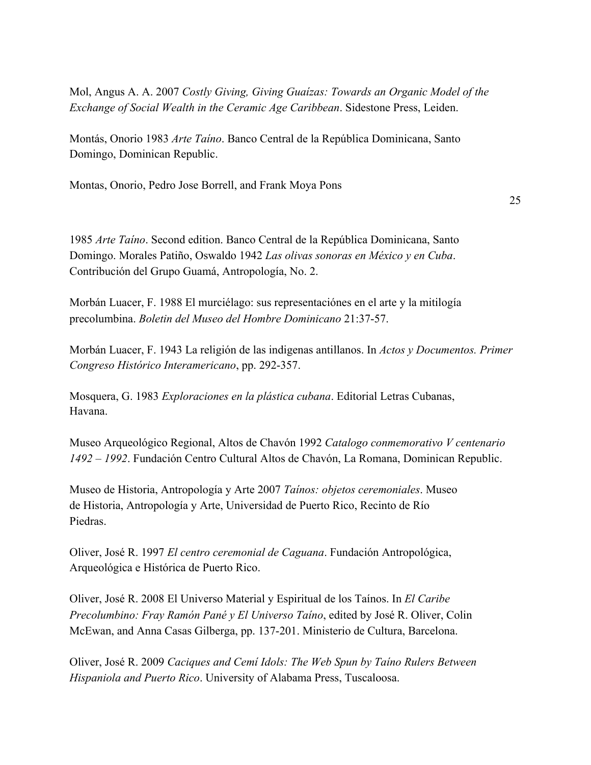Mol, Angus A. A. 2007 *Costly Giving, Giving Guaízas: Towards an Organic Model of the Exchange of Social Wealth in the Ceramic Age Caribbean*. Sidestone Press, Leiden.

Montás, Onorio 1983 *Arte Taíno*. Banco Central de la República Dominicana, Santo Domingo, Dominican Republic.

Montas, Onorio, Pedro Jose Borrell, and Frank Moya Pons 1985 *Arte Taíno*. Second edition. Banco Central de la República Dominicana, Santo Domingo. Morales Patiño, Oswaldo 1942 *Las olivas sonoras en México y en Cuba*. Contribución del Grupo Guamá, Antropología, No. 2.

Morbán Luacer, F. 1988 El murciélago: sus representaciónes en el arte y la mitilogía precolumbina. *Boletin del Museo del Hombre Dominicano* 21:37-57.

Morbán Luacer, F. 1943 La religión de las indigenas antillanos. In *Actos y Documentos. Primer Congreso Histórico Interamericano*, pp. 292-357.

Mosquera, G. 1983 *Exploraciones en la plástica cubana*. Editorial Letras Cubanas, Havana.

Museo Arqueológico Regional, Altos de Chavón 1992 *Catalogo conmemorativo V centenario 1492 – 1992*. Fundación Centro Cultural Altos de Chavón, La Romana, Dominican Republic.

Museo de Historia, Antropología y Arte 2007 *Taínos: objetos ceremoniales*. Museo de Historia, Antropología y Arte, Universidad de Puerto Rico, Recinto de Río Piedras.

Oliver, José R. 1997 *El centro ceremonial de Caguana*. Fundación Antropológica, Arqueológica e Histórica de Puerto Rico.

Oliver, José R. 2008 El Universo Material y Espiritual de los Taínos. In *El Caribe Precolumbino: Fray Ramón Pané y El Universo Taíno*, edited by José R. Oliver, Colin McEwan, and Anna Casas Gilberga, pp. 137-201. Ministerio de Cultura, Barcelona.

Oliver, José R. 2009 *Caciques and Cemí Idols: The Web Spun by Taíno Rulers Between Hispaniola and Puerto Rico*. University of Alabama Press, Tuscaloosa.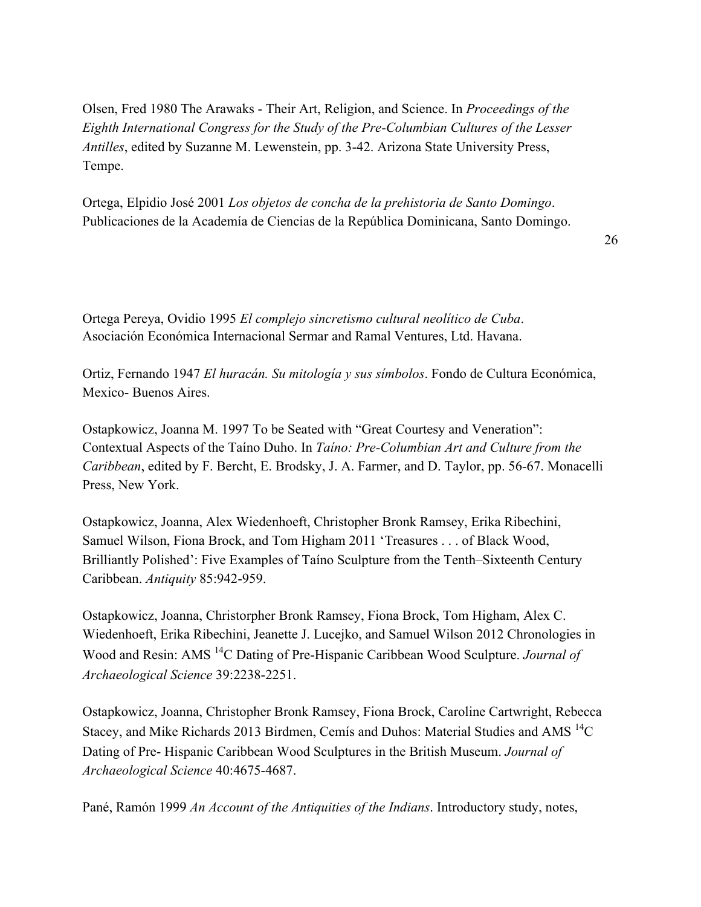Olsen, Fred 1980 The Arawaks - Their Art, Religion, and Science. In *Proceedings of the Eighth International Congress for the Study of the Pre-Columbian Cultures of the Lesser Antilles*, edited by Suzanne M. Lewenstein, pp. 3-42. Arizona State University Press, Tempe.

Ortega, Elpidio José 2001 *Los objetos de concha de la prehistoria de Santo Domingo*. Publicaciones de la Academía de Ciencias de la República Dominicana, Santo Domingo.

Ortega Pereya, Ovidio 1995 *El complejo sincretismo cultural neolítico de Cuba*. Asociación Económica Internacional Sermar and Ramal Ventures, Ltd. Havana.

Ortiz, Fernando 1947 *El huracán. Su mitología y sus símbolos*. Fondo de Cultura Económica, Mexico- Buenos Aires.

Ostapkowicz, Joanna M. 1997 To be Seated with "Great Courtesy and Veneration": Contextual Aspects of the Taíno Duho. In *Taíno: Pre-Columbian Art and Culture from the Caribbean*, edited by F. Bercht, E. Brodsky, J. A. Farmer, and D. Taylor, pp. 56-67. Monacelli Press, New York.

Ostapkowicz, Joanna, Alex Wiedenhoeft, Christopher Bronk Ramsey, Erika Ribechini, Samuel Wilson, Fiona Brock, and Tom Higham 2011 'Treasures . . . of Black Wood, Brilliantly Polished': Five Examples of Taíno Sculpture from the Tenth–Sixteenth Century Caribbean. *Antiquity* 85:942-959.

Ostapkowicz, Joanna, Christorpher Bronk Ramsey, Fiona Brock, Tom Higham, Alex C. Wiedenhoeft, Erika Ribechini, Jeanette J. Lucejko, and Samuel Wilson 2012 Chronologies in Wood and Resin: AMS $^{14}C$ Dating of Pre-Hispanic Caribbean Wood Sculpture. *Journal of Archaeological Science* 39:2238-2251.

Ostapkowicz, Joanna, Christopher Bronk Ramsey, Fiona Brock, Caroline Cartwright, Rebecca Stacey, and Mike Richards 2013 Birdmen, Cemís and Duhos: Material Studies and AMS $^{14}C$ Dating of Pre- Hispanic Caribbean Wood Sculptures in the British Museum. *Journal of Archaeological Science* 40:4675-4687.

Pané, Ramón 1999 *An Account of the Antiquities of the Indians*. Introductory study, notes,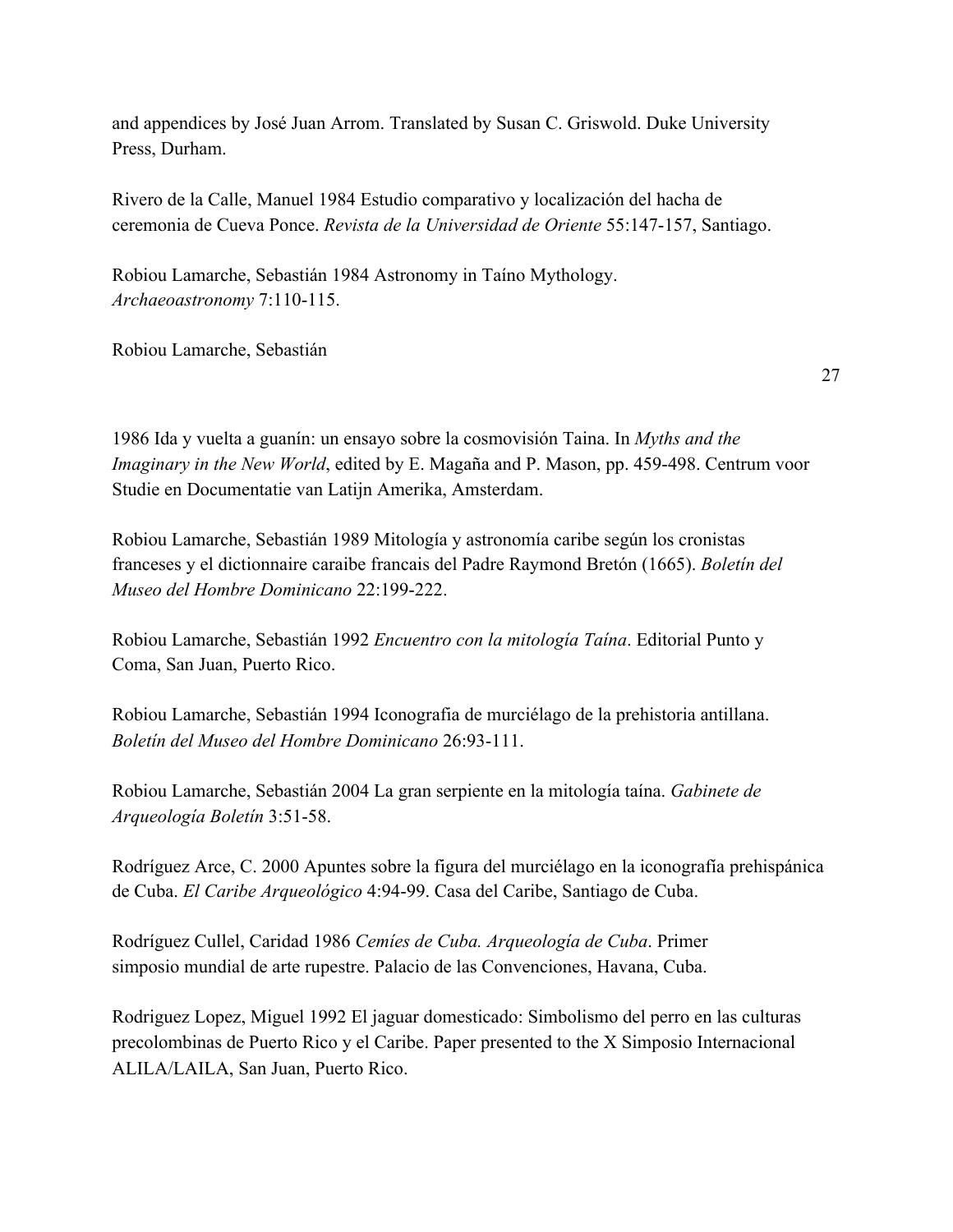and appendices by José Juan Arrom. Translated by Susan C. Griswold. Duke University Press, Durham.

Rivero de la Calle, Manuel 1984 Estudio comparativo y localización del hacha de ceremonia de Cueva Ponce. *Revista de la Universidad de Oriente* 55:147-157, Santiago.

Robiou Lamarche, Sebastián 1984 Astronomy in Taíno Mythology. *Archaeoastronomy* 7:110-115.

Robiou Lamarche, Sebastián 1986 Ida y vuelta a guanín: un ensayo sobre la cosmovisión Taina. In *Myths and the Imaginary in the New World*, edited by E. Magaña and P. Mason, pp. 459-498. Centrum voor Studie en Documentatie van Latijn Amerika, Amsterdam.

Robiou Lamarche, Sebastián 1989 Mitología y astronomía caribe según los cronistas franceses y el dictionnaire caraibe francais del Padre Raymond Bretón (1665). *Boletín del Museo del Hombre Dominicano* 22:199-222.

Robiou Lamarche, Sebastián 1992 *Encuentro con la mitología Taína*. Editorial Punto y Coma, San Juan, Puerto Rico.

Robiou Lamarche, Sebastián 1994 Iconografia de murciélago de la prehistoria antillana. *Boletín del Museo del Hombre Dominicano* 26:93-111.

Robiou Lamarche, Sebastián 2004 La gran serpiente en la mitología taína. *Gabinete de Arqueología Boletín* 3:51-58.

Rodríguez Arce, C. 2000 Apuntes sobre la figura del murciélago en la iconografía prehispánica de Cuba. *El Caribe Arqueológico* 4:94-99. Casa del Caribe, Santiago de Cuba.

Rodríguez Cullel, Caridad 1986 *Cemíes de Cuba. Arqueología de Cuba*. Primer simposio mundial de arte rupestre. Palacio de las Convenciones, Havana, Cuba.

Rodriguez Lopez, Miguel 1992 El jaguar domesticado: Simbolismo del perro en las culturas precolombinas de Puerto Rico y el Caribe. Paper presented to the X Simposio Internacional ALILA/LAILA, San Juan, Puerto Rico.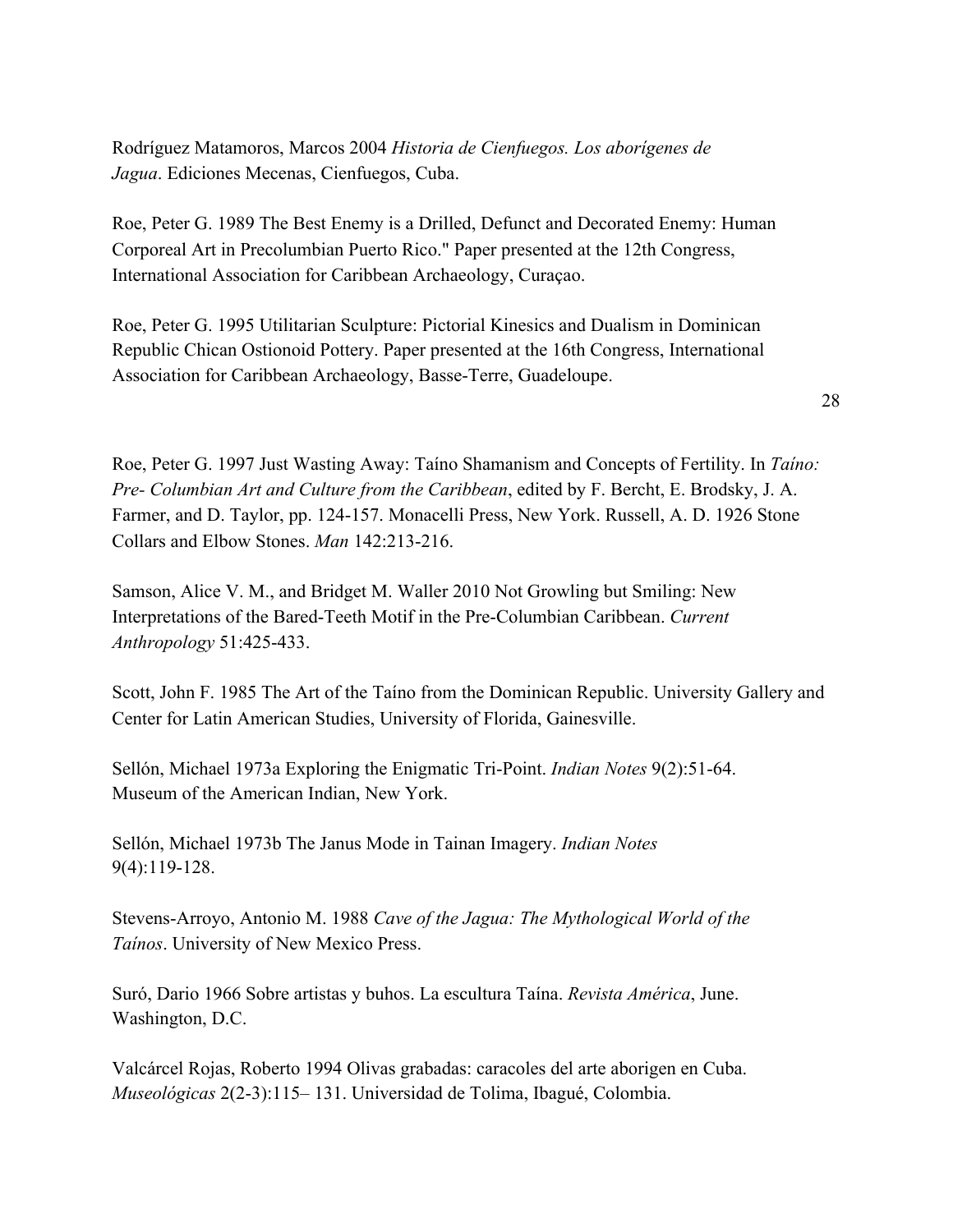Rodríguez Matamoros, Marcos 2004 *Historia de Cienfuegos. Los aborígenes de Jagua*. Ediciones Mecenas, Cienfuegos, Cuba.

Roe, Peter G. 1989 The Best Enemy is a Drilled, Defunct and Decorated Enemy: Human Corporeal Art in Precolumbian Puerto Rico." Paper presented at the 12th Congress, International Association for Caribbean Archaeology, Curaçao.

Roe, Peter G. 1995 Utilitarian Sculpture: Pictorial Kinesics and Dualism in Dominican Republic Chican Ostionoid Pottery. Paper presented at the 16th Congress, International Association for Caribbean Archaeology, Basse-Terre, Guadeloupe.

Roe, Peter G. 1997 Just Wasting Away: Taíno Shamanism and Concepts of Fertility. In *Taíno: Pre- Columbian Art and Culture from the Caribbean*, edited by F. Bercht, E. Brodsky, J. A. Farmer, and D. Taylor, pp. 124-157. Monacelli Press, New York. Russell, A. D. 1926 Stone Collars and Elbow Stones. *Man* 142:213-216.

Samson, Alice V. M., and Bridget M. Waller 2010 Not Growling but Smiling: New Interpretations of the Bared-Teeth Motif in the Pre-Columbian Caribbean. *Current Anthropology* 51:425-433.

Scott, John F. 1985 The Art of the Taíno from the Dominican Republic. University Gallery and Center for Latin American Studies, University of Florida, Gainesville.

Sellón, Michael 1973a Exploring the Enigmatic Tri-Point. *Indian Notes* 9(2):51-64. Museum of the American Indian, New York.

Sellón, Michael 1973b The Janus Mode in Tainan Imagery. *Indian Notes* 9(4):119-128.

Stevens-Arroyo, Antonio M. 1988 *Cave of the Jagua: The Mythological World of the Taínos*. University of New Mexico Press.

Suró, Dario 1966 Sobre artistas y buhos. La escultura Taína. *Revista América*, June. Washington, D.C.

Valcárcel Rojas, Roberto 1994 Olivas grabadas: caracoles del arte aborigen en Cuba. *Museológicas* 2(2-3):115– 131. Universidad de Tolima, Ibagué, Colombia.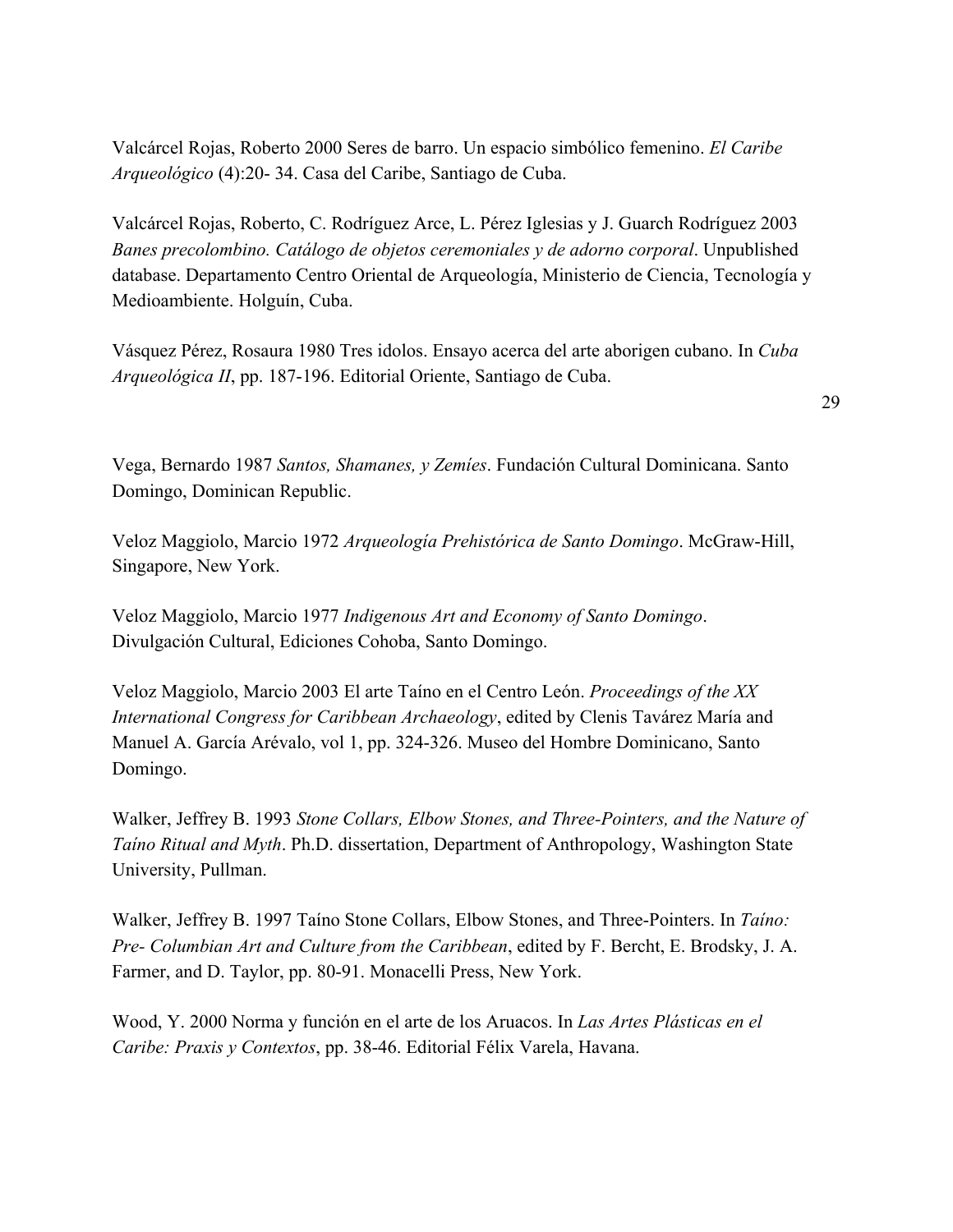Valcárcel Rojas, Roberto 2000 Seres de barro. Un espacio simbólico femenino. *El Caribe Arqueológico* (4):20- 34. Casa del Caribe, Santiago de Cuba.

Valcárcel Rojas, Roberto, C. Rodríguez Arce, L. Pérez Iglesias y J. Guarch Rodríguez 2003 *Banes precolombino. Catálogo de objetos ceremoniales y de adorno corporal*. Unpublished database. Departamento Centro Oriental de Arqueología, Ministerio de Ciencia, Tecnología y Medioambiente. Holguín, Cuba.

Vásquez Pérez, Rosaura 1980 Tres idolos. Ensayo acerca del arte aborigen cubano. In *Cuba Arqueológica II*, pp. 187-196. Editorial Oriente, Santiago de Cuba.

Vega, Bernardo 1987 *Santos, Shamanes, y Zemíes*. Fundación Cultural Dominicana. Santo Domingo, Dominican Republic.

Veloz Maggiolo, Marcio 1972 *Arqueología Prehistórica de Santo Domingo*. McGraw-Hill, Singapore, New York.

Veloz Maggiolo, Marcio 1977 *Indigenous Art and Economy of Santo Domingo*. Divulgación Cultural, Ediciones Cohoba, Santo Domingo.

Veloz Maggiolo, Marcio 2003 El arte Taíno en el Centro León. *Proceedings of the XX International Congress for Caribbean Archaeology*, edited by Clenis Tavárez María and Manuel A. García Arévalo, vol 1, pp. 324-326. Museo del Hombre Dominicano, Santo Domingo.

Walker, Jeffrey B. 1993 *Stone Collars, Elbow Stones, and Three-Pointers, and the Nature of Taíno Ritual and Myth*. Ph.D. dissertation, Department of Anthropology, Washington State University, Pullman.

Walker, Jeffrey B. 1997 Taíno Stone Collars, Elbow Stones, and Three-Pointers. In *Taíno: Pre- Columbian Art and Culture from the Caribbean*, edited by F. Bercht, E. Brodsky, J. A. Farmer, and D. Taylor, pp. 80-91. Monacelli Press, New York.

Wood, Y. 2000 Norma y función en el arte de los Aruacos. In *Las Artes Plásticas en el Caribe: Praxis y Contextos*, pp. 38-46. Editorial Félix Varela, Havana.